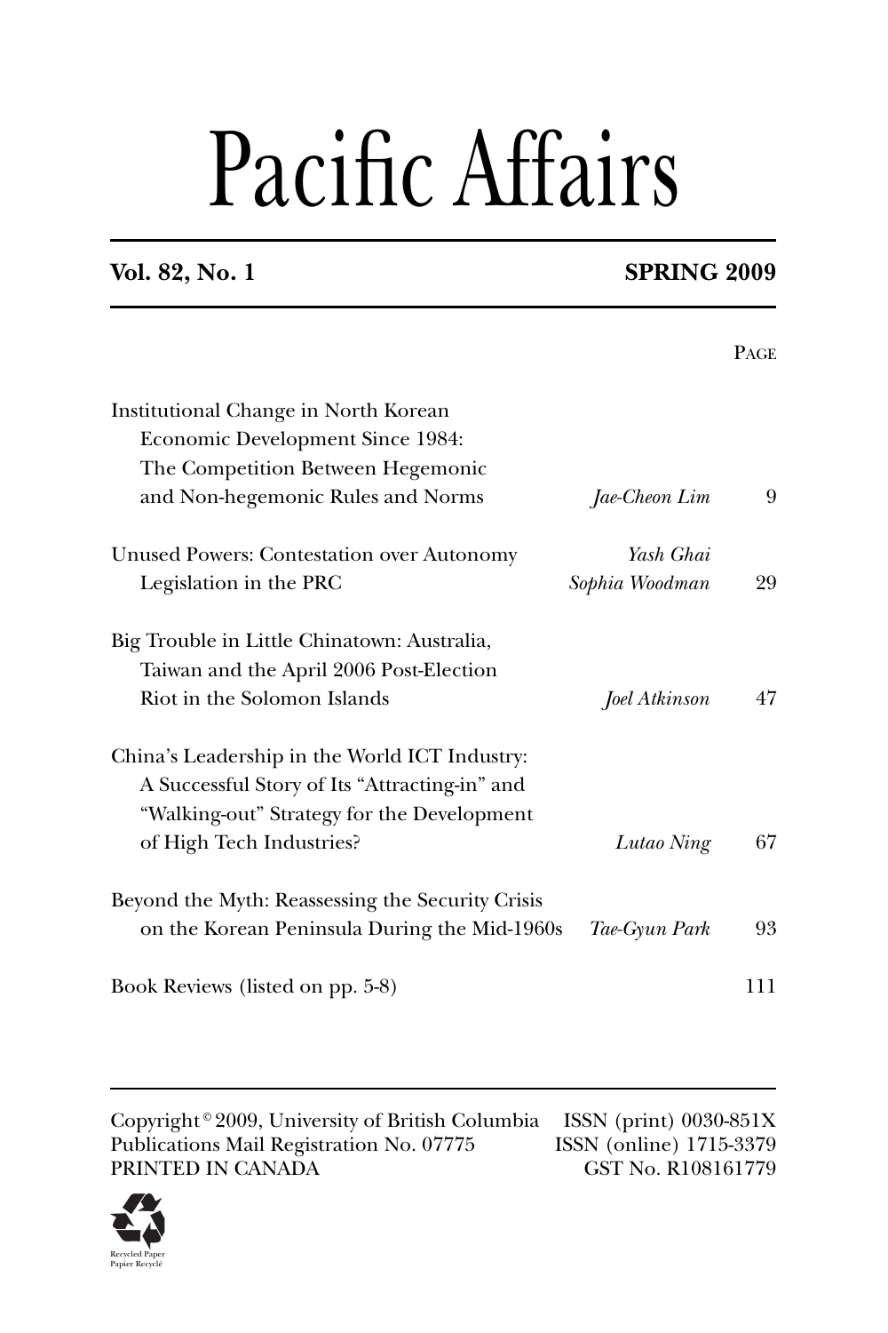# Pacific Affairs

**Vol. 82, No. 1** **SPRING 2009**

| | | Page |
|---|---|---|
| Institutional Change in North Korean Economic Development Since 1984: The Competition Between Hegemonic and Non-hegemonic Rules and Norms | *Jae-Cheon Lim* | 9 |
| Unused Powers: Contestation over Autonomy Legislation in the PRC | *Yash Ghai* *Sophia Woodman* | 29 |
| Big Trouble in Little Chinatown: Australia, Taiwan and the April 2006 Post-Election Riot in the Solomon Islands | *Joel Atkinson* | 47 |
| China's Leadership in the World ICT Industry: A Successful Story of Its "Attracting-in" and "Walking-out" Strategy for the Development of High Tech Industries? | *Lutao Ning* | 67 |
| Beyond the Myth: Reassessing the Security Crisis on the Korean Peninsula During the Mid-1960s | *Tae-Gyun Park* | 93 |
| Book Reviews (listed on pp. 5-8) | | 111 |

Copyright © 2009, University of British Columbia
Publications Mail Registration No. 07775
PRINTED IN CANADA

ISSN (print) 0030-851X
ISSN (online) 1715-3379
GST No. R108161779

Recycled Paper
Papier Recyclé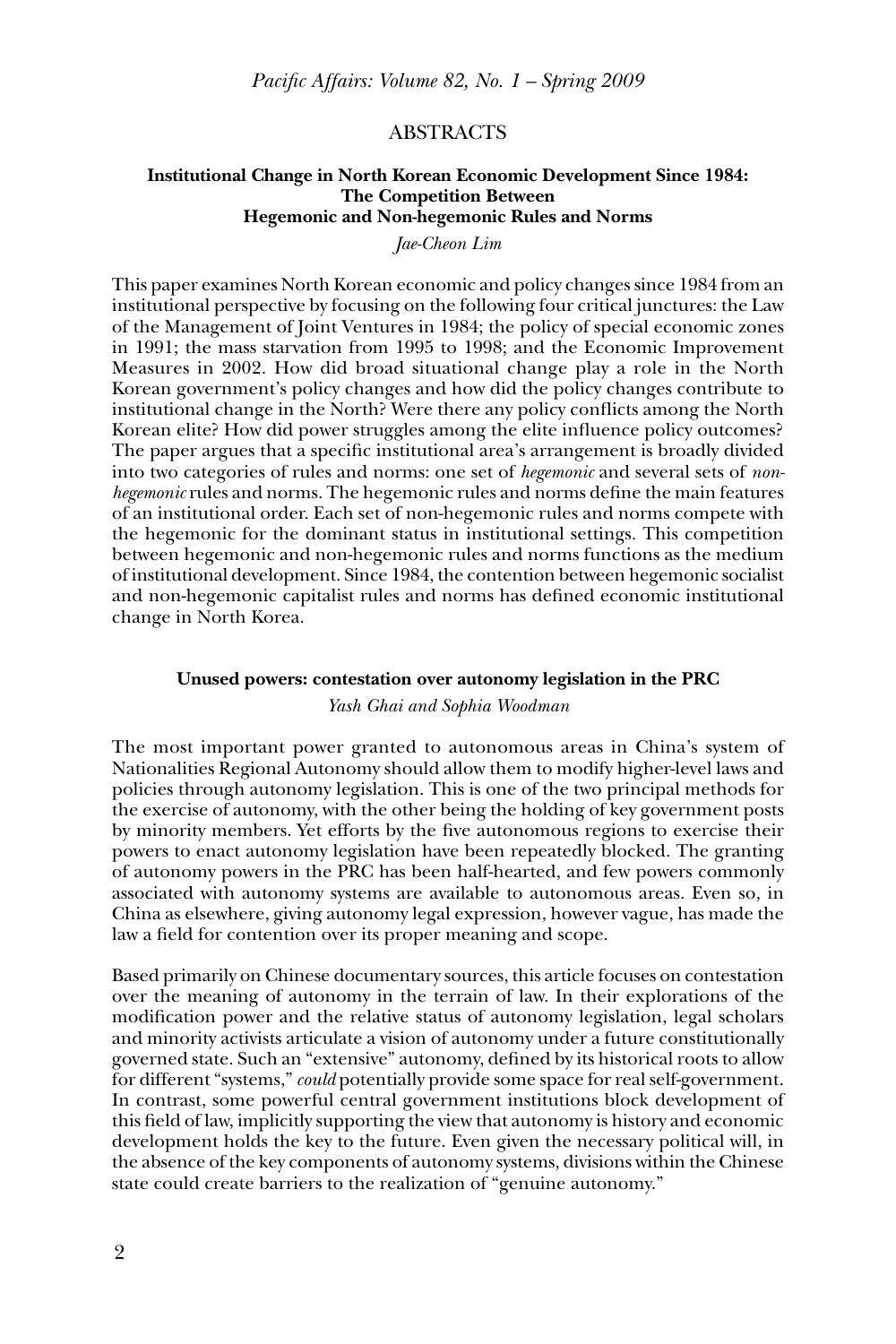# ABSTRACTS

## Institutional Change in North Korean Economic Development Since 1984: The Competition Between Hegemonic and Non-hegemonic Rules and Norms

*Jae-Cheon Lim*

This paper examines North Korean economic and policy changes since 1984 from an institutional perspective by focusing on the following four critical junctures: the Law of the Management of Joint Ventures in 1984; the policy of special economic zones in 1991; the mass starvation from 1995 to 1998; and the Economic Improvement Measures in 2002. How did broad situational change play a role in the North Korean government's policy changes and how did the policy changes contribute to institutional change in the North? Were there any policy conflicts among the North Korean elite? How did power struggles among the elite influence policy outcomes? The paper argues that a specific institutional area's arrangement is broadly divided into two categories of rules and norms: one set of *hegemonic* and several sets of *non-hegemonic* rules and norms. The hegemonic rules and norms define the main features of an institutional order. Each set of non-hegemonic rules and norms compete with the hegemonic for the dominant status in institutional settings. This competition between hegemonic and non-hegemonic rules and norms functions as the medium of institutional development. Since 1984, the contention between hegemonic socialist and non-hegemonic capitalist rules and norms has defined economic institutional change in North Korea.

## Unused powers: contestation over autonomy legislation in the PRC

*Yash Ghai and Sophia Woodman*

The most important power granted to autonomous areas in China's system of Nationalities Regional Autonomy should allow them to modify higher-level laws and policies through autonomy legislation. This is one of the two principal methods for the exercise of autonomy, with the other being the holding of key government posts by minority members. Yet efforts by the five autonomous regions to exercise their powers to enact autonomy legislation have been repeatedly blocked. The granting of autonomy powers in the PRC has been half-hearted, and few powers commonly associated with autonomy systems are available to autonomous areas. Even so, in China as elsewhere, giving autonomy legal expression, however vague, has made the law a field for contention over its proper meaning and scope.

Based primarily on Chinese documentary sources, this article focuses on contestation over the meaning of autonomy in the terrain of law. In their explorations of the modification power and the relative status of autonomy legislation, legal scholars and minority activists articulate a vision of autonomy under a future constitutionally governed state. Such an "extensive" autonomy, defined by its historical roots to allow for different "systems," *could* potentially provide some space for real self-government. In contrast, some powerful central government institutions block development of this field of law, implicitly supporting the view that autonomy is history and economic development holds the key to the future. Even given the necessary political will, in the absence of the key components of autonomy systems, divisions within the Chinese state could create barriers to the realization of "genuine autonomy."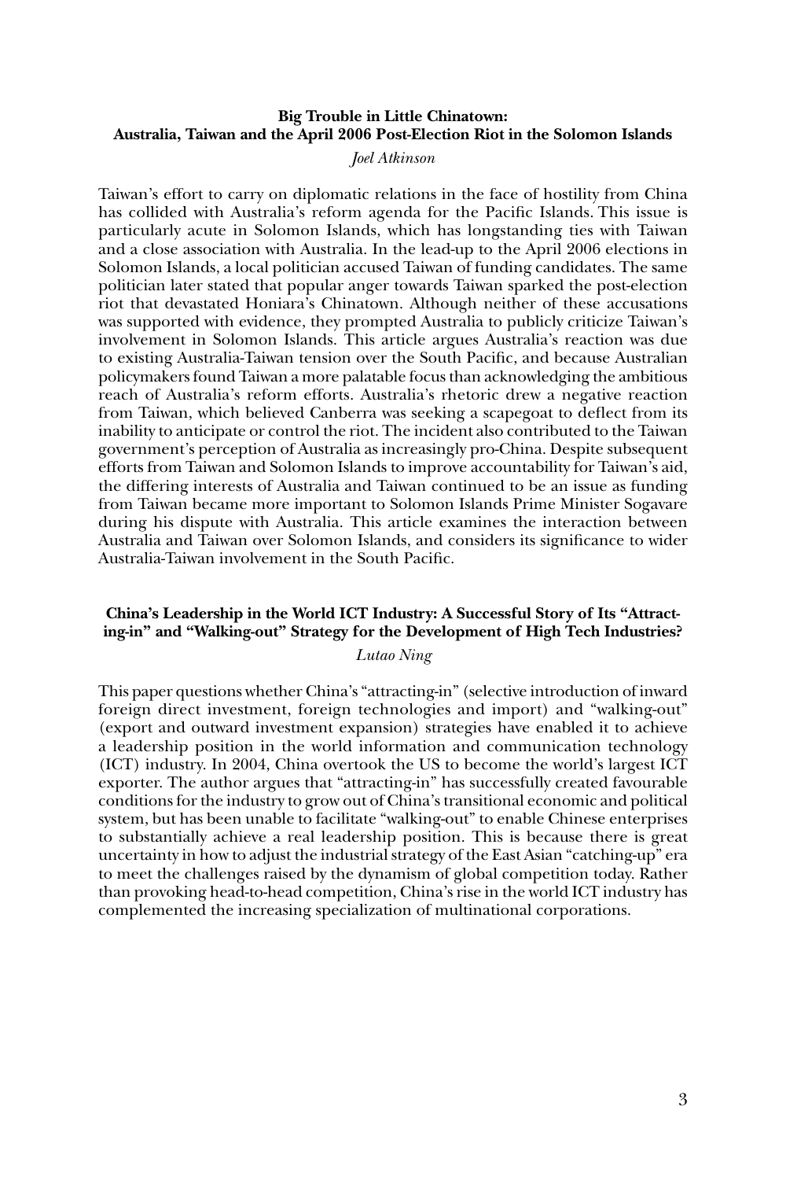### Big Trouble in Little Chinatown: Australia, Taiwan and the April 2006 Post-Election Riot in the Solomon Islands

*Joel Atkinson*

Taiwan's effort to carry on diplomatic relations in the face of hostility from China has collided with Australia's reform agenda for the Pacific Islands. This issue is particularly acute in Solomon Islands, which has longstanding ties with Taiwan and a close association with Australia. In the lead-up to the April 2006 elections in Solomon Islands, a local politician accused Taiwan of funding candidates. The same politician later stated that popular anger towards Taiwan sparked the post-election riot that devastated Honiara's Chinatown. Although neither of these accusations was supported with evidence, they prompted Australia to publicly criticize Taiwan's involvement in Solomon Islands. This article argues Australia's reaction was due to existing Australia-Taiwan tension over the South Pacific, and because Australian policymakers found Taiwan a more palatable focus than acknowledging the ambitious reach of Australia's reform efforts. Australia's rhetoric drew a negative reaction from Taiwan, which believed Canberra was seeking a scapegoat to deflect from its inability to anticipate or control the riot. The incident also contributed to the Taiwan government's perception of Australia as increasingly pro-China. Despite subsequent efforts from Taiwan and Solomon Islands to improve accountability for Taiwan's aid, the differing interests of Australia and Taiwan continued to be an issue as funding from Taiwan became more important to Solomon Islands Prime Minister Sogavare during his dispute with Australia. This article examines the interaction between Australia and Taiwan over Solomon Islands, and considers its significance to wider Australia-Taiwan involvement in the South Pacific.

### China's Leadership in the World ICT Industry: A Successful Story of Its "Attracting-in" and "Walking-out" Strategy for the Development of High Tech Industries?

*Lutao Ning*

This paper questions whether China's "attracting-in" (selective introduction of inward foreign direct investment, foreign technologies and import) and "walking-out" (export and outward investment expansion) strategies have enabled it to achieve a leadership position in the world information and communication technology (ICT) industry. In 2004, China overtook the US to become the world's largest ICT exporter. The author argues that "attracting-in" has successfully created favourable conditions for the industry to grow out of China's transitional economic and political system, but has been unable to facilitate "walking-out" to enable Chinese enterprises to substantially achieve a real leadership position. This is because there is great uncertainty in how to adjust the industrial strategy of the East Asian "catching-up" era to meet the challenges raised by the dynamism of global competition today. Rather than provoking head-to-head competition, China's rise in the world ICT industry has complemented the increasing specialization of multinational corporations.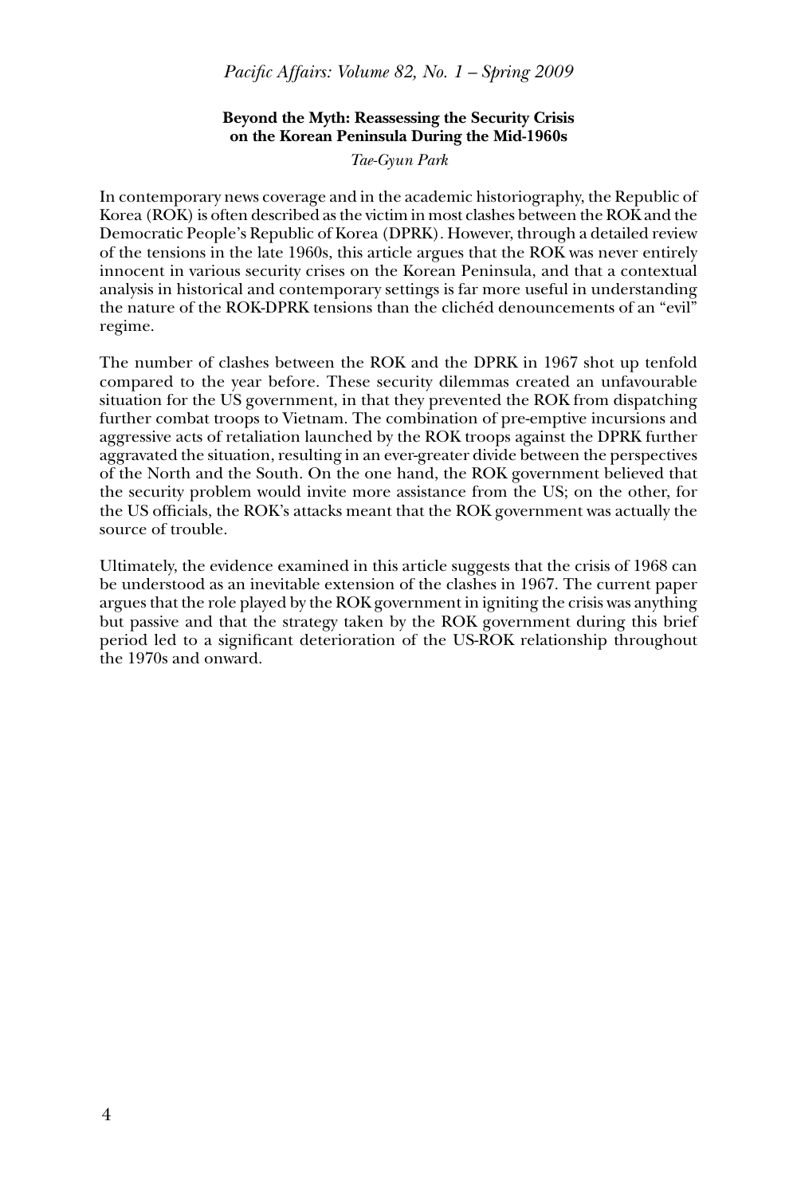**Beyond the Myth: Reassessing the Security Crisis on the Korean Peninsula During the Mid-1960s**

*Tae-Gyun Park*

In contemporary news coverage and in the academic historiography, the Republic of Korea (ROK) is often described as the victim in most clashes between the ROK and the Democratic People's Republic of Korea (DPRK). However, through a detailed review of the tensions in the late 1960s, this article argues that the ROK was never entirely innocent in various security crises on the Korean Peninsula, and that a contextual analysis in historical and contemporary settings is far more useful in understanding the nature of the ROK-DPRK tensions than the clichéd denouncements of an "evil" regime.

The number of clashes between the ROK and the DPRK in 1967 shot up tenfold compared to the year before. These security dilemmas created an unfavourable situation for the US government, in that they prevented the ROK from dispatching further combat troops to Vietnam. The combination of pre-emptive incursions and aggressive acts of retaliation launched by the ROK troops against the DPRK further aggravated the situation, resulting in an ever-greater divide between the perspectives of the North and the South. On the one hand, the ROK government believed that the security problem would invite more assistance from the US; on the other, for the US officials, the ROK's attacks meant that the ROK government was actually the source of trouble.

Ultimately, the evidence examined in this article suggests that the crisis of 1968 can be understood as an inevitable extension of the clashes in 1967. The current paper argues that the role played by the ROK government in igniting the crisis was anything but passive and that the strategy taken by the ROK government during this brief period led to a significant deterioration of the US-ROK relationship throughout the 1970s and onward.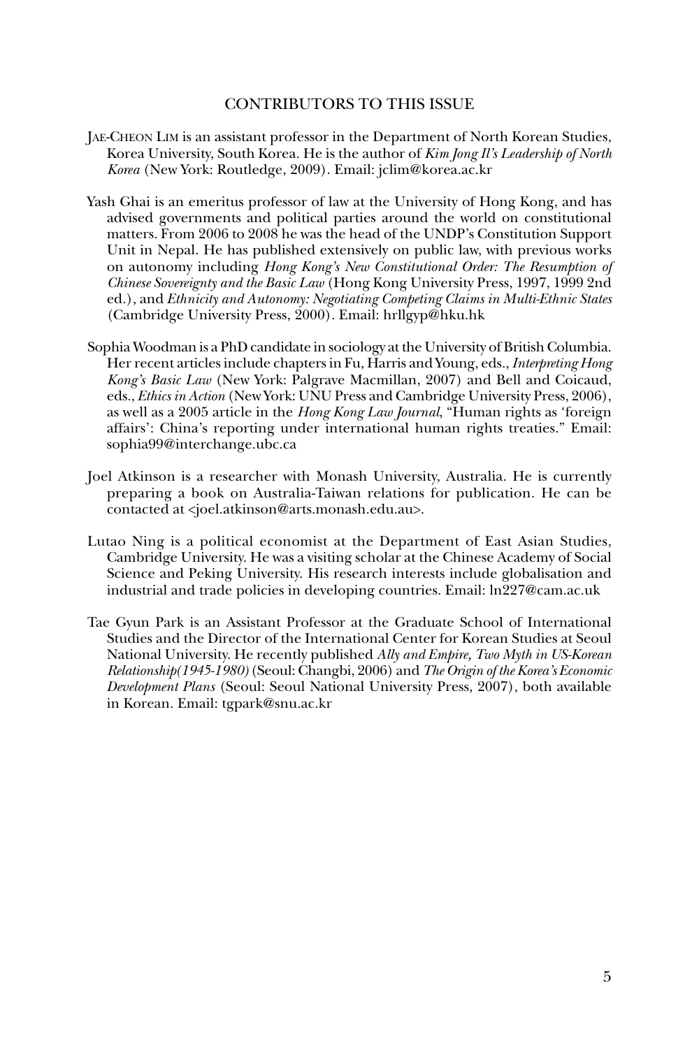## CONTRIBUTORS TO THIS ISSUE

Jae-Cheon Lim is an assistant professor in the Department of North Korean Studies, Korea University, South Korea. He is the author of *Kim Jong Il's Leadership of North Korea* (New York: Routledge, 2009). Email: jclim@korea.ac.kr

Yash Ghai is an emeritus professor of law at the University of Hong Kong, and has advised governments and political parties around the world on constitutional matters. From 2006 to 2008 he was the head of the UNDP's Constitution Support Unit in Nepal. He has published extensively on public law, with previous works on autonomy including *Hong Kong's New Constitutional Order: The Resumption of Chinese Sovereignty and the Basic Law* (Hong Kong University Press, 1997, 1999 2nd ed.), and *Ethnicity and Autonomy: Negotiating Competing Claims in Multi-Ethnic States* (Cambridge University Press, 2000). Email: hrllgyp@hku.hk

Sophia Woodman is a PhD candidate in sociology at the University of British Columbia. Her recent articles include chapters in Fu, Harris and Young, eds., *Interpreting Hong Kong's Basic Law* (New York: Palgrave Macmillan, 2007) and Bell and Coicaud, eds., *Ethics in Action* (New York: UNU Press and Cambridge University Press, 2006), as well as a 2005 article in the *Hong Kong Law Journal*, "Human rights as 'foreign affairs': China's reporting under international human rights treaties." Email: sophia99@interchange.ubc.ca

Joel Atkinson is a researcher with Monash University, Australia. He is currently preparing a book on Australia-Taiwan relations for publication. He can be contacted at <joel.atkinson@arts.monash.edu.au>.

Lutao Ning is a political economist at the Department of East Asian Studies, Cambridge University. He was a visiting scholar at the Chinese Academy of Social Science and Peking University. His research interests include globalisation and industrial and trade policies in developing countries. Email: ln227@cam.ac.uk

Tae Gyun Park is an Assistant Professor at the Graduate School of International Studies and the Director of the International Center for Korean Studies at Seoul National University. He recently published *Ally and Empire, Two Myth in US-Korean Relationship(1945-1980)* (Seoul: Changbi, 2006) and *The Origin of the Korea's Economic Development Plans* (Seoul: Seoul National University Press, 2007), both available in Korean. Email: tgpark@snu.ac.kr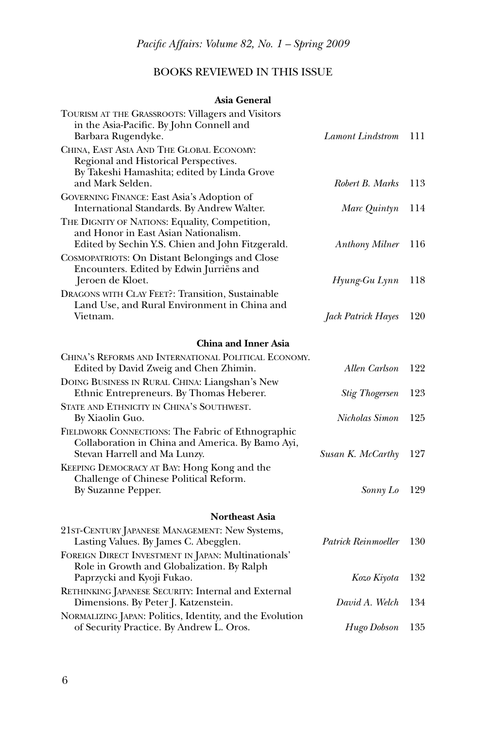*Pacific Affairs: Volume 82, No. 1 – Spring 2009*

## BOOKS REVIEWED IN THIS ISSUE

### Asia General

| | | |
|---|---|---|
| TOURISM AT THE GRASSROOTS: Villagers and Visitors in the Asia-Pacific. By John Connell and Barbara Rugendyke. | *Lamont Lindstrom* | 111 |
| CHINA, EAST ASIA AND THE GLOBAL ECONOMY: Regional and Historical Perspectives. By Takeshi Hamashita; edited by Linda Grove and Mark Selden. | *Robert B. Marks* | 113 |
| GOVERNING FINANCE: East Asia's Adoption of International Standards. By Andrew Walter. | *Marc Quintyn* | 114 |
| THE DIGNITY OF NATIONS: Equality, Competition, and Honor in East Asian Nationalism. Edited by Sechin Y.S. Chien and John Fitzgerald. | *Anthony Milner* | 116 |
| COSMOPATRIOTS: On Distant Belongings and Close Encounters. Edited by Edwin Jurriëns and Jeroen de Kloet. | *Hyung-Gu Lynn* | 118 |
| DRAGONS WITH CLAY FEET?: Transition, Sustainable Land Use, and Rural Environment in China and Vietnam. | *Jack Patrick Hayes* | 120 |

### China and Inner Asia

| | | |
|---|---|---|
| CHINA'S REFORMS AND INTERNATIONAL POLITICAL ECONOMY. Edited by David Zweig and Chen Zhimin. | *Allen Carlson* | 122 |
| DOING BUSINESS IN RURAL CHINA: Liangshan's New Ethnic Entrepreneurs. By Thomas Heberer. | *Stig Thogersen* | 123 |
| STATE AND ETHNICITY IN CHINA'S SOUTHWEST. By Xiaolin Guo. | *Nicholas Simon* | 125 |
| FIELDWORK CONNECTIONS: The Fabric of Ethnographic Collaboration in China and America. By Bamo Ayi, Stevan Harrell and Ma Lunzy. | *Susan K. McCarthy* | 127 |
| KEEPING DEMOCRACY AT BAY: Hong Kong and the Challenge of Chinese Political Reform. By Suzanne Pepper. | *Sonny Lo* | 129 |

### Northeast Asia

| | | |
|---|---|---|
| 21ST-CENTURY JAPANESE MANAGEMENT: New Systems, Lasting Values. By James C. Abegglen. | *Patrick Reinmoeller* | 130 |
| FOREIGN DIRECT INVESTMENT IN JAPAN: Multinationals' Role in Growth and Globalization. By Ralph Paprzycki and Kyoji Fukao. | *Kozo Kiyota* | 132 |
| RETHINKING JAPANESE SECURITY: Internal and External Dimensions. By Peter J. Katzenstein. | *David A. Welch* | 134 |
| NORMALIZING JAPAN: Politics, Identity, and the Evolution of Security Practice. By Andrew L. Oros. | *Hugo Dobson* | 135 |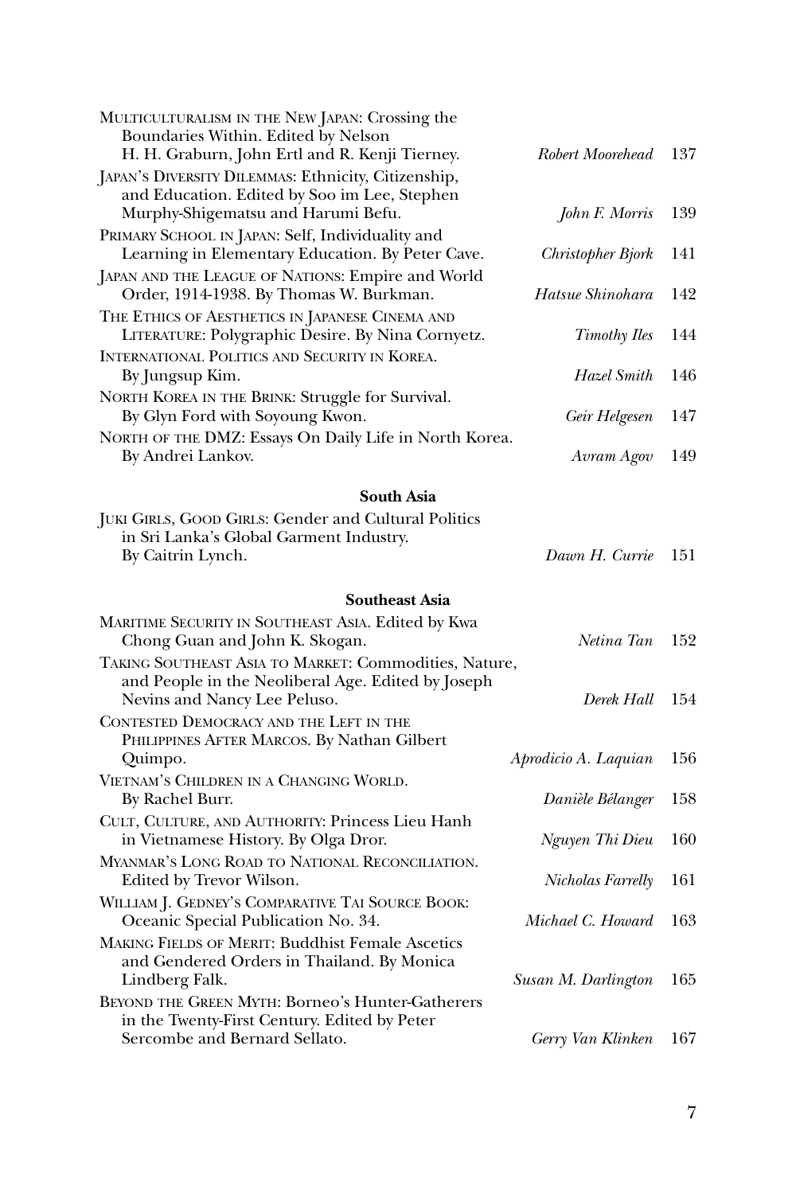| | | |
|---|---|---|
| MULTICULTURALISM IN THE NEW JAPAN: Crossing the Boundaries Within. Edited by Nelson H. H. Graburn, John Ertl and R. Kenji Tierney. | *Robert Moorehead* | 137 |
| JAPAN'S DIVERSITY DILEMMAS: Ethnicity, Citizenship, and Education. Edited by Soo im Lee, Stephen Murphy-Shigematsu and Harumi Befu. | *John F. Morris* | 139 |
| PRIMARY SCHOOL IN JAPAN: Self, Individuality and Learning in Elementary Education. By Peter Cave. | *Christopher Bjork* | 141 |
| JAPAN AND THE LEAGUE OF NATIONS: Empire and World Order, 1914-1938. By Thomas W. Burkman. | *Hatsue Shinohara* | 142 |
| THE ETHICS OF AESTHETICS IN JAPANESE CINEMA AND LITERATURE: Polygraphic Desire. By Nina Cornyetz. | *Timothy Iles* | 144 |
| INTERNATIONAL POLITICS AND SECURITY IN KOREA. By Jungsup Kim. | *Hazel Smith* | 146 |
| NORTH KOREA IN THE BRINK: Struggle for Survival. By Glyn Ford with Soyoung Kwon. | *Geir Helgesen* | 147 |
| NORTH OF THE DMZ: Essays On Daily Life in North Korea. By Andrei Lankov. | *Avram Agov* | 149 |

**South Asia**

| | | |
|---|---|---|
| JUKI GIRLS, GOOD GIRLS: Gender and Cultural Politics in Sri Lanka's Global Garment Industry. By Caitrin Lynch. | *Dawn H. Currie* | 151 |

**Southeast Asia**

| | | |
|---|---|---|
| MARITIME SECURITY IN SOUTHEAST ASIA. Edited by Kwa Chong Guan and John K. Skogan. | *Netina Tan* | 152 |
| TAKING SOUTHEAST ASIA TO MARKET: Commodities, Nature, and People in the Neoliberal Age. Edited by Joseph Nevins and Nancy Lee Peluso. | *Derek Hall* | 154 |
| CONTESTED DEMOCRACY AND THE LEFT IN THE PHILIPPINES AFTER MARCOS. By Nathan Gilbert Quimpo. | *Aprodicio A. Laquian* | 156 |
| VIETNAM'S CHILDREN IN A CHANGING WORLD. By Rachel Burr. | *Danièle Bélanger* | 158 |
| CULT, CULTURE, AND AUTHORITY: Princess Lieu Hanh in Vietnamese History. By Olga Dror. | *Nguyen Thi Dieu* | 160 |
| MYANMAR'S LONG ROAD TO NATIONAL RECONCILIATION. Edited by Trevor Wilson. | *Nicholas Farrelly* | 161 |
| WILLIAM J. GEDNEY'S COMPARATIVE TAI SOURCE BOOK: Oceanic Special Publication No. 34. | *Michael C. Howard* | 163 |
| MAKING FIELDS OF MERIT: Buddhist Female Ascetics and Gendered Orders in Thailand. By Monica Lindberg Falk. | *Susan M. Darlington* | 165 |
| BEYOND THE GREEN MYTH: Borneo's Hunter-Gatherers in the Twenty-First Century. Edited by Peter Sercombe and Bernard Sellato. | *Gerry Van Klinken* | 167 |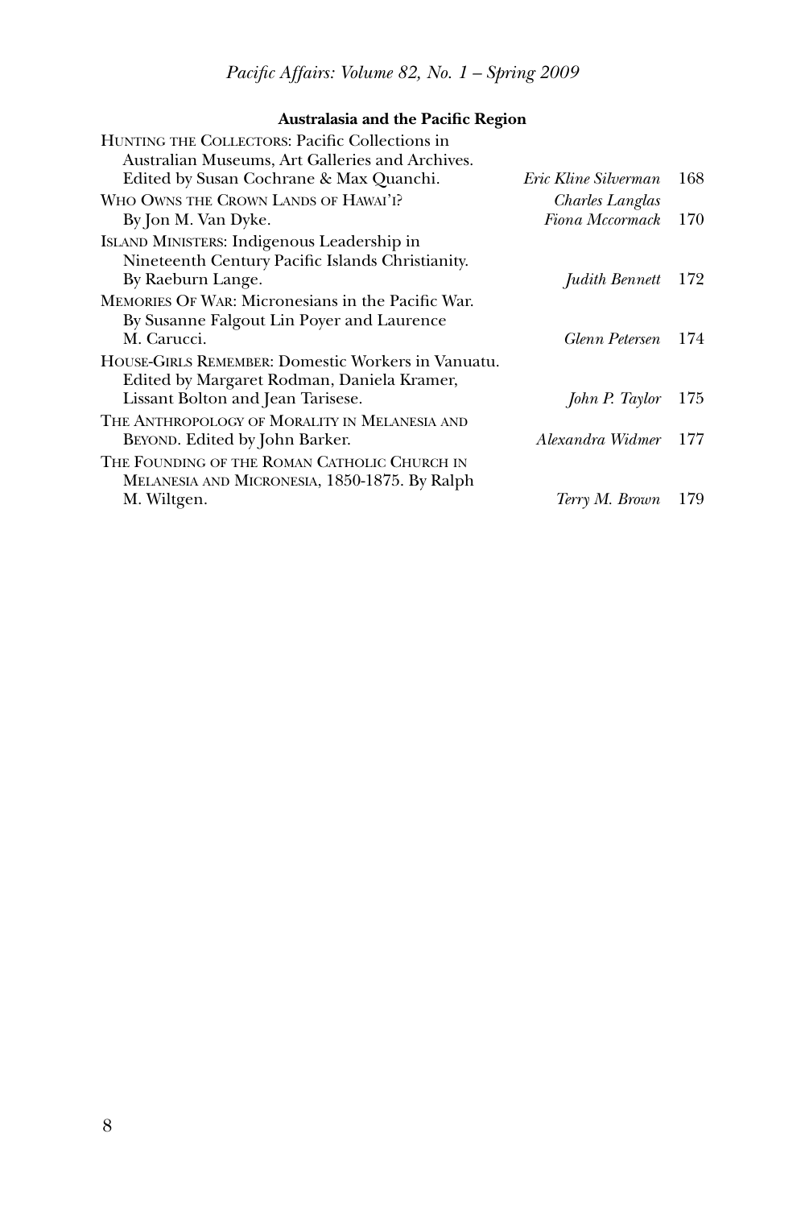**Australasia and the Pacific Region**

| Title | Reviewer | Page |
|---|---|---|
| Hunting the Collectors: Pacific Collections in Australian Museums, Art Galleries and Archives. Edited by Susan Cochrane & Max Quanchi. | *Eric Kline Silverman* | 168 |
| Who Owns the Crown Lands of Hawai'i? By Jon M. Van Dyke. | *Charles Langlas* *Fiona Mccormack* | 170 |
| Island Ministers: Indigenous Leadership in Nineteenth Century Pacific Islands Christianity. By Raeburn Lange. | *Judith Bennett* | 172 |
| Memories Of War: Micronesians in the Pacific War. By Susanne Falgout Lin Poyer and Laurence M. Carucci. | *Glenn Petersen* | 174 |
| House-Girls Remember: Domestic Workers in Vanuatu. Edited by Margaret Rodman, Daniela Kramer, Lissant Bolton and Jean Tarisese. | *John P. Taylor* | 175 |
| The Anthropology of Morality in Melanesia and Beyond. Edited by John Barker. | *Alexandra Widmer* | 177 |
| The Founding of the Roman Catholic Church in Melanesia and Micronesia, 1850-1875. By Ralph M. Wiltgen. | *Terry M. Brown* | 179 |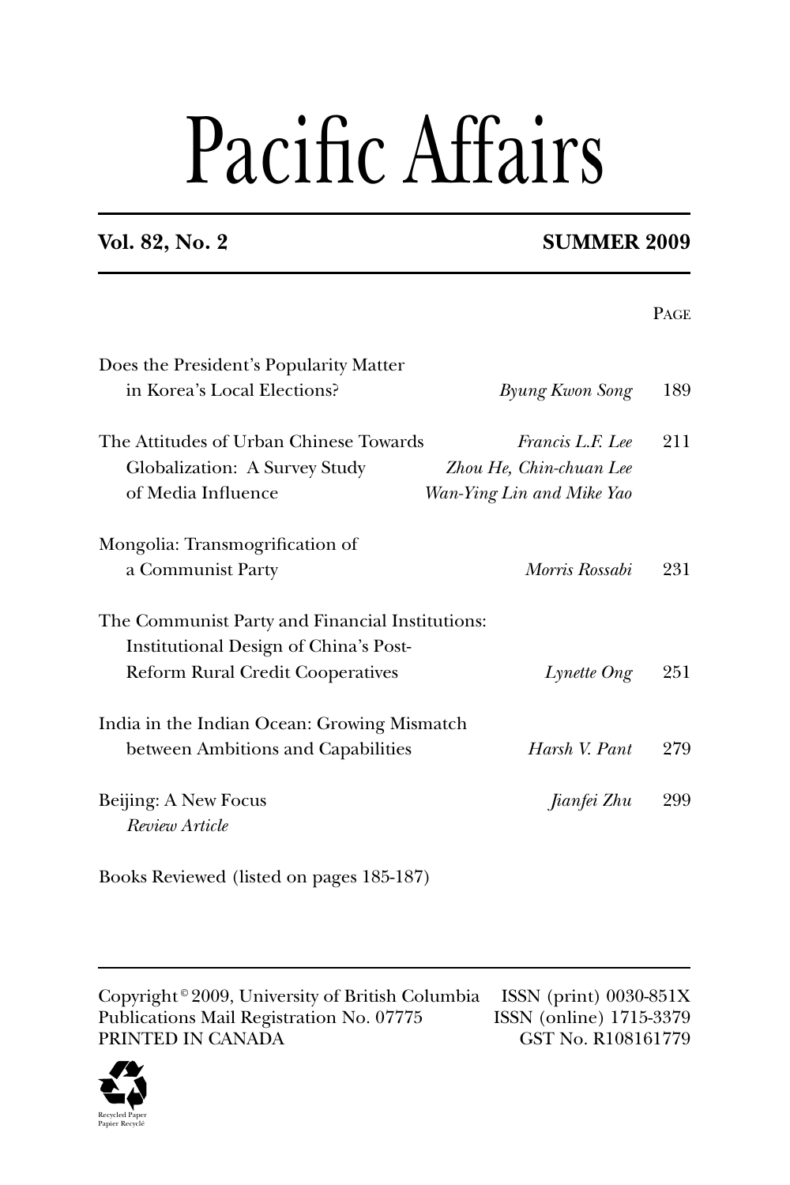# Pacific Affairs

**Vol. 82, No. 2** **SUMMER 2009**

| | | Page |
|---|---|---|
| Does the President's Popularity Matter in Korea's Local Elections? | *Byung Kwon Song* | 189 |
| The Attitudes of Urban Chinese Towards Globalization: A Survey Study of Media Influence | *Francis L.F. Lee Zhou He, Chin-chuan Lee Wan-Ying Lin and Mike Yao* | 211 |
| Mongolia: Transmogrification of a Communist Party | *Morris Rossabi* | 231 |
| The Communist Party and Financial Institutions: Institutional Design of China's Post-Reform Rural Credit Cooperatives | *Lynette Ong* | 251 |
| India in the Indian Ocean: Growing Mismatch between Ambitions and Capabilities | *Harsh V. Pant* | 279 |
| Beijing: A New Focus *Review Article* | *Jianfei Zhu* | 299 |

Books Reviewed (listed on pages 185-187)

Copyright © 2009, University of British Columbia
Publications Mail Registration No. 07775
PRINTED IN CANADA

ISSN (print) 0030-851X
ISSN (online) 1715-3379
GST No. R108161779

Recycled Paper
Papier Recyclé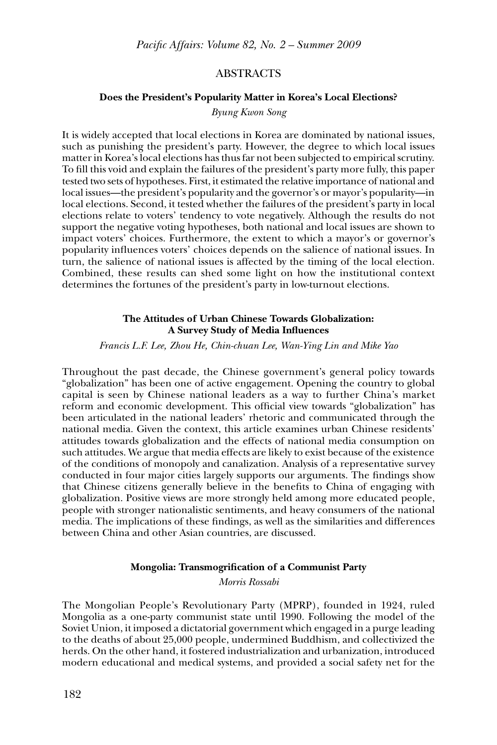# ABSTRACTS

## Does the President's Popularity Matter in Korea's Local Elections?

*Byung Kwon Song*

It is widely accepted that local elections in Korea are dominated by national issues, such as punishing the president's party. However, the degree to which local issues matter in Korea's local elections has thus far not been subjected to empirical scrutiny. To fill this void and explain the failures of the president's party more fully, this paper tested two sets of hypotheses. First, it estimated the relative importance of national and local issues—the president's popularity and the governor's or mayor's popularity—in local elections. Second, it tested whether the failures of the president's party in local elections relate to voters' tendency to vote negatively. Although the results do not support the negative voting hypotheses, both national and local issues are shown to impact voters' choices. Furthermore, the extent to which a mayor's or governor's popularity influences voters' choices depends on the salience of national issues. In turn, the salience of national issues is affected by the timing of the local election. Combined, these results can shed some light on how the institutional context determines the fortunes of the president's party in low-turnout elections.

## The Attitudes of Urban Chinese Towards Globalization: A Survey Study of Media Influences

*Francis L.F. Lee, Zhou He, Chin-chuan Lee, Wan-Ying Lin and Mike Yao*

Throughout the past decade, the Chinese government's general policy towards "globalization" has been one of active engagement. Opening the country to global capital is seen by Chinese national leaders as a way to further China's market reform and economic development. This official view towards "globalization" has been articulated in the national leaders' rhetoric and communicated through the national media. Given the context, this article examines urban Chinese residents' attitudes towards globalization and the effects of national media consumption on such attitudes. We argue that media effects are likely to exist because of the existence of the conditions of monopoly and canalization. Analysis of a representative survey conducted in four major cities largely supports our arguments. The findings show that Chinese citizens generally believe in the benefits to China of engaging with globalization. Positive views are more strongly held among more educated people, people with stronger nationalistic sentiments, and heavy consumers of the national media. The implications of these findings, as well as the similarities and differences between China and other Asian countries, are discussed.

## Mongolia: Transmogrification of a Communist Party

*Morris Rossabi*

The Mongolian People's Revolutionary Party (MPRP), founded in 1924, ruled Mongolia as a one-party communist state until 1990. Following the model of the Soviet Union, it imposed a dictatorial government which engaged in a purge leading to the deaths of about 25,000 people, undermined Buddhism, and collectivized the herds. On the other hand, it fostered industrialization and urbanization, introduced modern educational and medical systems, and provided a social safety net for the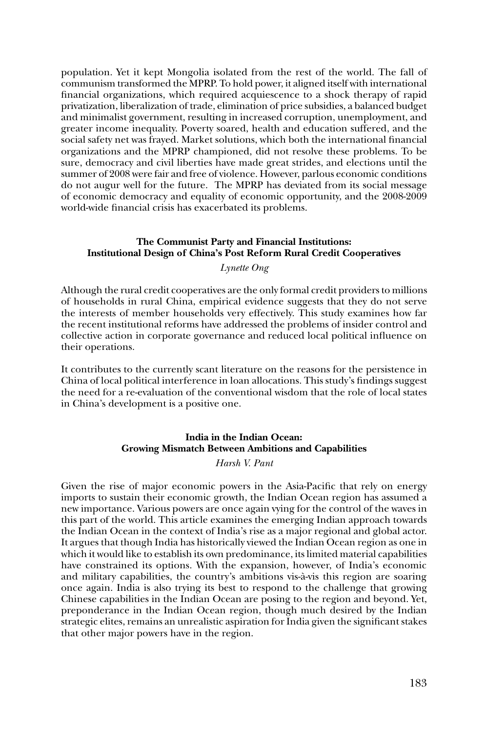population. Yet it kept Mongolia isolated from the rest of the world. The fall of communism transformed the MPRP. To hold power, it aligned itself with international financial organizations, which required acquiescence to a shock therapy of rapid privatization, liberalization of trade, elimination of price subsidies, a balanced budget and minimalist government, resulting in increased corruption, unemployment, and greater income inequality. Poverty soared, health and education suffered, and the social safety net was frayed. Market solutions, which both the international financial organizations and the MPRP championed, did not resolve these problems. To be sure, democracy and civil liberties have made great strides, and elections until the summer of 2008 were fair and free of violence. However, parlous economic conditions do not augur well for the future. The MPRP has deviated from its social message of economic democracy and equality of economic opportunity, and the 2008-2009 world-wide financial crisis has exacerbated its problems.

### The Communist Party and Financial Institutions: Institutional Design of China's Post Reform Rural Credit Cooperatives

*Lynette Ong*

Although the rural credit cooperatives are the only formal credit providers to millions of households in rural China, empirical evidence suggests that they do not serve the interests of member households very effectively. This study examines how far the recent institutional reforms have addressed the problems of insider control and collective action in corporate governance and reduced local political influence on their operations.

It contributes to the currently scant literature on the reasons for the persistence in China of local political interference in loan allocations. This study's findings suggest the need for a re-evaluation of the conventional wisdom that the role of local states in China's development is a positive one.

### India in the Indian Ocean: Growing Mismatch Between Ambitions and Capabilities

*Harsh V. Pant*

Given the rise of major economic powers in the Asia-Pacific that rely on energy imports to sustain their economic growth, the Indian Ocean region has assumed a new importance. Various powers are once again vying for the control of the waves in this part of the world. This article examines the emerging Indian approach towards the Indian Ocean in the context of India's rise as a major regional and global actor. It argues that though India has historically viewed the Indian Ocean region as one in which it would like to establish its own predominance, its limited material capabilities have constrained its options. With the expansion, however, of India's economic and military capabilities, the country's ambitions vis-à-vis this region are soaring once again. India is also trying its best to respond to the challenge that growing Chinese capabilities in the Indian Ocean are posing to the region and beyond. Yet, preponderance in the Indian Ocean region, though much desired by the Indian strategic elites, remains an unrealistic aspiration for India given the significant stakes that other major powers have in the region.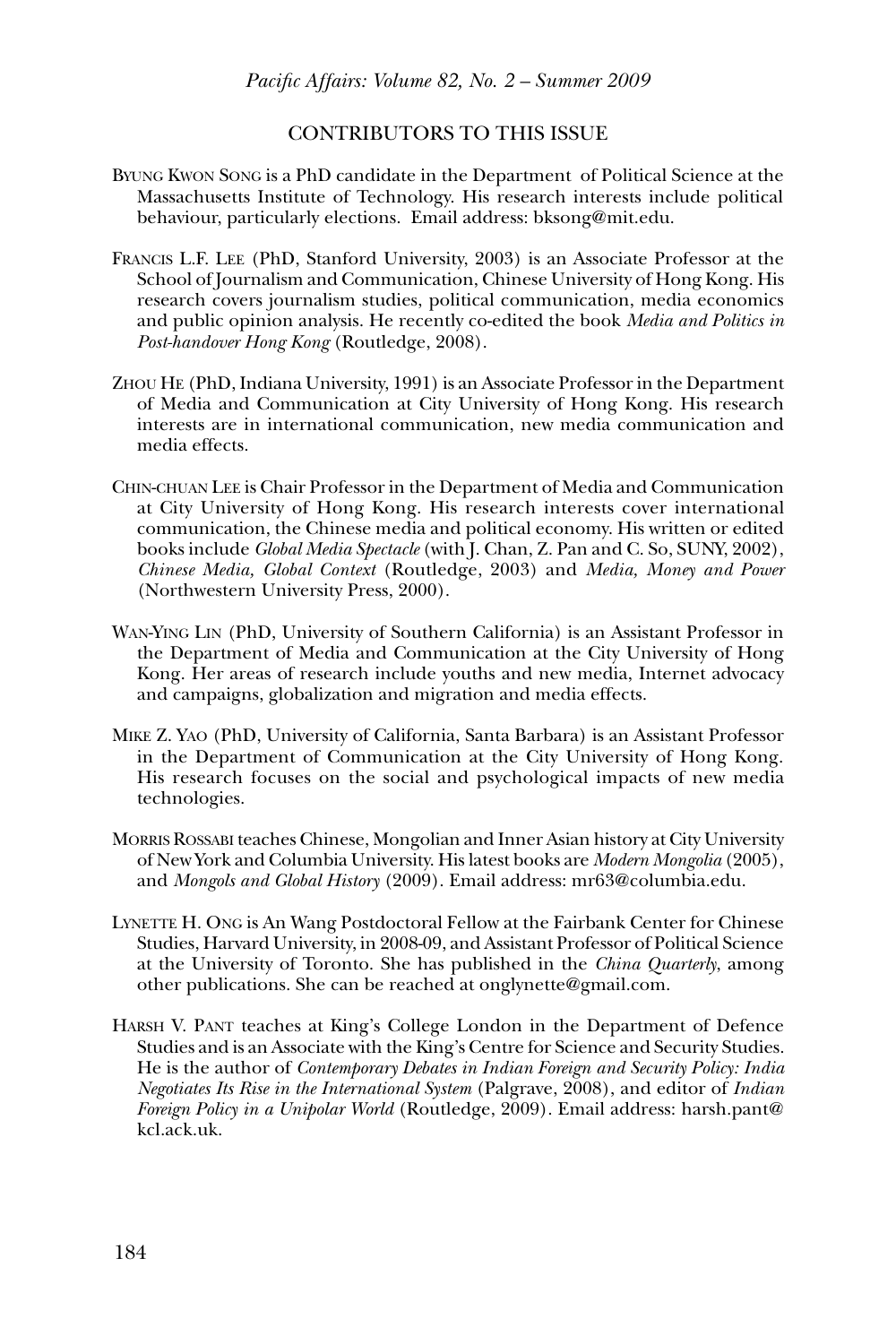## CONTRIBUTORS TO THIS ISSUE

Byung Kwon Song is a PhD candidate in the Department of Political Science at the Massachusetts Institute of Technology. His research interests include political behaviour, particularly elections. Email address: bksong@mit.edu.

Francis L.F. Lee (PhD, Stanford University, 2003) is an Associate Professor at the School of Journalism and Communication, Chinese University of Hong Kong. His research covers journalism studies, political communication, media economics and public opinion analysis. He recently co-edited the book *Media and Politics in Post-handover Hong Kong* (Routledge, 2008).

Zhou He (PhD, Indiana University, 1991) is an Associate Professor in the Department of Media and Communication at City University of Hong Kong. His research interests are in international communication, new media communication and media effects.

Chin-chuan Lee is Chair Professor in the Department of Media and Communication at City University of Hong Kong. His research interests cover international communication, the Chinese media and political economy. His written or edited books include *Global Media Spectacle* (with J. Chan, Z. Pan and C. So, SUNY, 2002), *Chinese Media, Global Context* (Routledge, 2003) and *Media, Money and Power* (Northwestern University Press, 2000).

Wan-Ying Lin (PhD, University of Southern California) is an Assistant Professor in the Department of Media and Communication at the City University of Hong Kong. Her areas of research include youths and new media, Internet advocacy and campaigns, globalization and migration and media effects.

Mike Z. Yao (PhD, University of California, Santa Barbara) is an Assistant Professor in the Department of Communication at the City University of Hong Kong. His research focuses on the social and psychological impacts of new media technologies.

Morris Rossabi teaches Chinese, Mongolian and Inner Asian history at City University of New York and Columbia University. His latest books are *Modern Mongolia* (2005), and *Mongols and Global History* (2009). Email address: mr63@columbia.edu.

Lynette H. Ong is An Wang Postdoctoral Fellow at the Fairbank Center for Chinese Studies, Harvard University, in 2008-09, and Assistant Professor of Political Science at the University of Toronto. She has published in the *China Quarterly*, among other publications. She can be reached at onglynette@gmail.com.

Harsh V. Pant teaches at King's College London in the Department of Defence Studies and is an Associate with the King's Centre for Science and Security Studies. He is the author of *Contemporary Debates in Indian Foreign and Security Policy: India Negotiates Its Rise in the International System* (Palgrave, 2008), and editor of *Indian Foreign Policy in a Unipolar World* (Routledge, 2009). Email address: harsh.pant@kcl.ack.uk.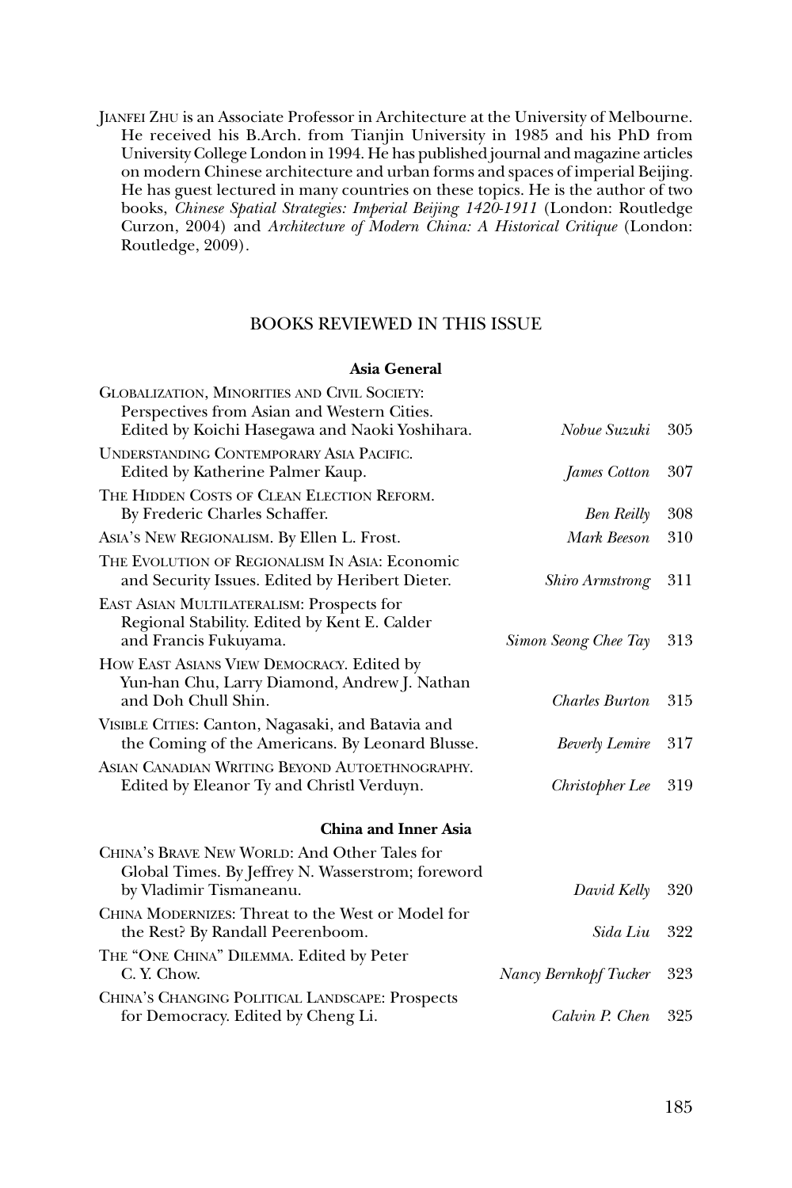Jianfei Zhu is an Associate Professor in Architecture at the University of Melbourne. He received his B.Arch. from Tianjin University in 1985 and his PhD from University College London in 1994. He has published journal and magazine articles on modern Chinese architecture and urban forms and spaces of imperial Beijing. He has guest lectured in many countries on these topics. He is the author of two books, *Chinese Spatial Strategies: Imperial Beijing 1420-1911* (London: Routledge Curzon, 2004) and *Architecture of Modern China: A Historical Critique* (London: Routledge, 2009).

## BOOKS REVIEWED IN THIS ISSUE

### Asia General

| | | |
|---|---|---|
| Globalization, Minorities and Civil Society: Perspectives from Asian and Western Cities. Edited by Koichi Hasegawa and Naoki Yoshihara. | *Nobue Suzuki* | 305 |
| Understanding Contemporary Asia Pacific. Edited by Katherine Palmer Kaup. | *James Cotton* | 307 |
| The Hidden Costs of Clean Election Reform. By Frederic Charles Schaffer. | *Ben Reilly* | 308 |
| Asia's New Regionalism. By Ellen L. Frost. | *Mark Beeson* | 310 |
| The Evolution of Regionalism In Asia: Economic and Security Issues. Edited by Heribert Dieter. | *Shiro Armstrong* | 311 |
| East Asian Multilateralism: Prospects for Regional Stability. Edited by Kent E. Calder and Francis Fukuyama. | *Simon Seong Chee Tay* | 313 |
| How East Asians View Democracy. Edited by Yun-han Chu, Larry Diamond, Andrew J. Nathan and Doh Chull Shin. | *Charles Burton* | 315 |
| Visible Cities: Canton, Nagasaki, and Batavia and the Coming of the Americans. By Leonard Blusse. | *Beverly Lemire* | 317 |
| Asian Canadian Writing Beyond Autoethnography. Edited by Eleanor Ty and Christl Verduyn. | *Christopher Lee* | 319 |

### China and Inner Asia

| | | |
|---|---|---|
| China's Brave New World: And Other Tales for Global Times. By Jeffrey N. Wasserstrom; foreword by Vladimir Tismaneanu. | *David Kelly* | 320 |
| China Modernizes: Threat to the West or Model for the Rest? By Randall Peerenboom. | *Sida Liu* | 322 |
| The "One China" Dilemma. Edited by Peter C. Y. Chow. | *Nancy Bernkopf Tucker* | 323 |
| China's Changing Political Landscape: Prospects for Democracy. Edited by Cheng Li. | *Calvin P. Chen* | 325 |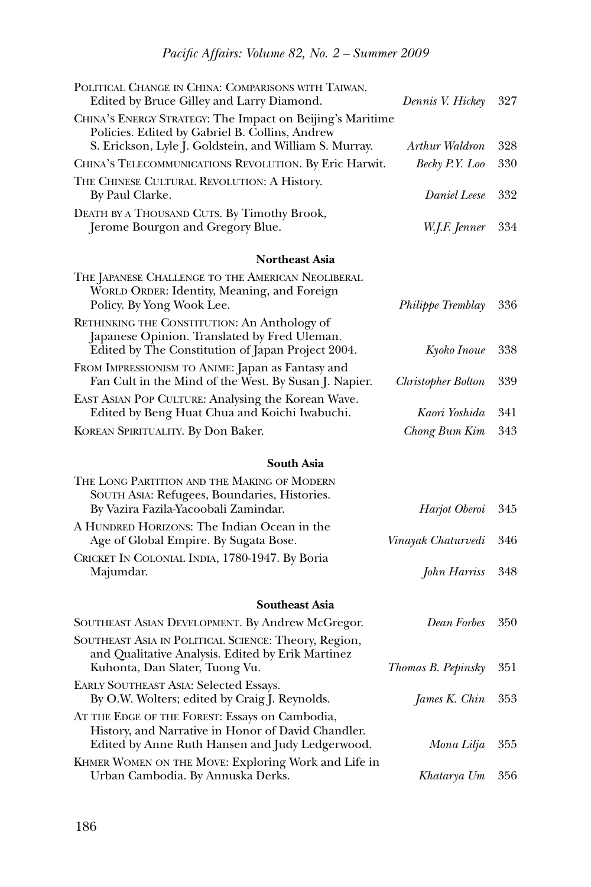Political Change in China: Comparisons with Taiwan. Edited by Bruce Gilley and Larry Diamond. — *Dennis V. Hickey* 327

China's Energy Strategy: The Impact on Beijing's Maritime Policies. Edited by Gabriel B. Collins, Andrew S. Erickson, Lyle J. Goldstein, and William S. Murray. — *Arthur Waldron* 328

China's Telecommunications Revolution. By Eric Harwit. — *Becky P.Y. Loo* 330

The Chinese Cultural Revolution: A History. By Paul Clarke. — *Daniel Leese* 332

Death by a Thousand Cuts. By Timothy Brook, Jerome Bourgon and Gregory Blue. — *W.J.F. Jenner* 334

### Northeast Asia

The Japanese Challenge to the American Neoliberal World Order: Identity, Meaning, and Foreign Policy. By Yong Wook Lee. — *Philippe Tremblay* 336

Rethinking the Constitution: An Anthology of Japanese Opinion. Translated by Fred Uleman. Edited by The Constitution of Japan Project 2004. — *Kyoko Inoue* 338

From Impressionism to Anime: Japan as Fantasy and Fan Cult in the Mind of the West. By Susan J. Napier. — *Christopher Bolton* 339

East Asian Pop Culture: Analysing the Korean Wave. Edited by Beng Huat Chua and Koichi Iwabuchi. — *Kaori Yoshida* 341

Korean Spirituality. By Don Baker. — *Chong Bum Kim* 343

### South Asia

The Long Partition and the Making of Modern South Asia: Refugees, Boundaries, Histories. By Vazira Fazila-Yacoobali Zamindar. — *Harjot Oberoi* 345

A Hundred Horizons: The Indian Ocean in the Age of Global Empire. By Sugata Bose. — *Vinayak Chaturvedi* 346

Cricket In Colonial India, 1780-1947. By Boria Majumdar. — *John Harriss* 348

### Southeast Asia

Southeast Asian Development. By Andrew McGregor. — *Dean Forbes* 350

Southeast Asia in Political Science: Theory, Region, and Qualitative Analysis. Edited by Erik Martinez Kuhonta, Dan Slater, Tuong Vu. — *Thomas B. Pepinsky* 351

Early Southeast Asia: Selected Essays. By O.W. Wolters; edited by Craig J. Reynolds. — *James K. Chin* 353

At the Edge of the Forest: Essays on Cambodia, History, and Narrative in Honor of David Chandler. Edited by Anne Ruth Hansen and Judy Ledgerwood. — *Mona Lilja* 355

Khmer Women on the Move: Exploring Work and Life in Urban Cambodia. By Annuska Derks. — *Khatarya Um* 356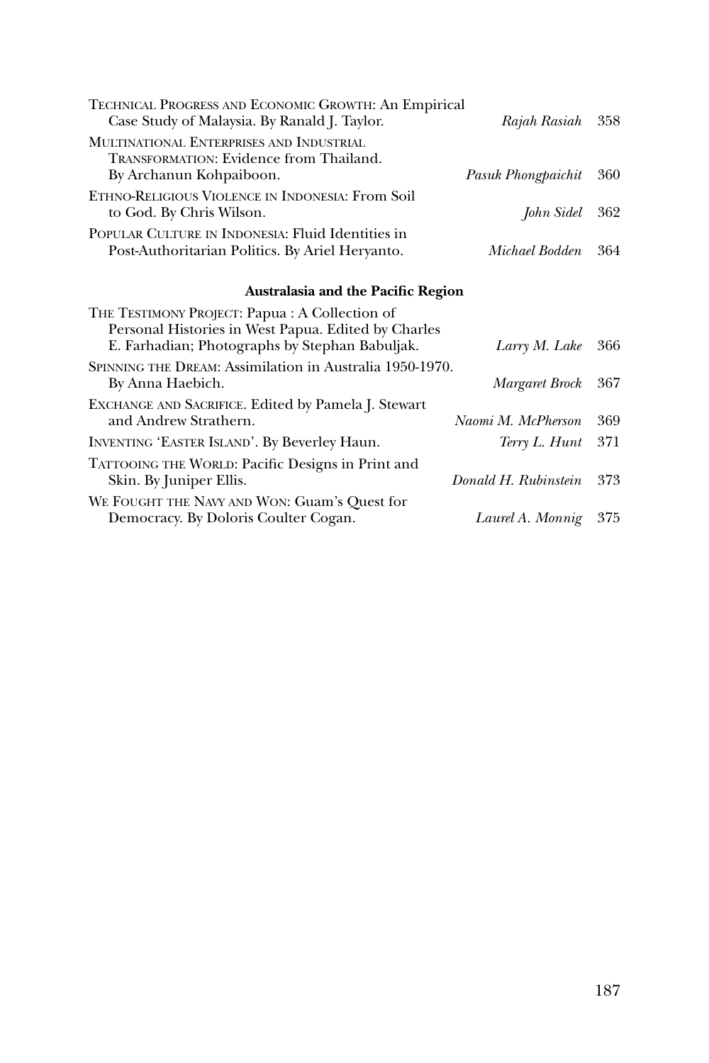Technical Progress and Economic Growth: An Empirical Case Study of Malaysia. By Ranald J. Taylor. *Rajah Rasiah* 358

Multinational Enterprises and Industrial Transformation: Evidence from Thailand. By Archanun Kohpaiboon. *Pasuk Phongpaichit* 360

Ethno-Religious Violence in Indonesia: From Soil to God. By Chris Wilson. *John Sidel* 362

Popular Culture in Indonesia: Fluid Identities in Post-Authoritarian Politics. By Ariel Heryanto. *Michael Bodden* 364

**Australasia and the Pacific Region**

The Testimony Project: Papua : A Collection of Personal Histories in West Papua. Edited by Charles E. Farhadian; Photographs by Stephan Babuljak. *Larry M. Lake* 366

Spinning the Dream: Assimilation in Australia 1950-1970. By Anna Haebich. *Margaret Brock* 367

Exchange and Sacrifice. Edited by Pamela J. Stewart and Andrew Strathern. *Naomi M. McPherson* 369

Inventing 'Easter Island'. By Beverley Haun. *Terry L. Hunt* 371

Tattooing the World: Pacific Designs in Print and Skin. By Juniper Ellis. *Donald H. Rubinstein* 373

We Fought the Navy and Won: Guam's Quest for Democracy. By Doloris Coulter Cogan. *Laurel A. Monnig* 375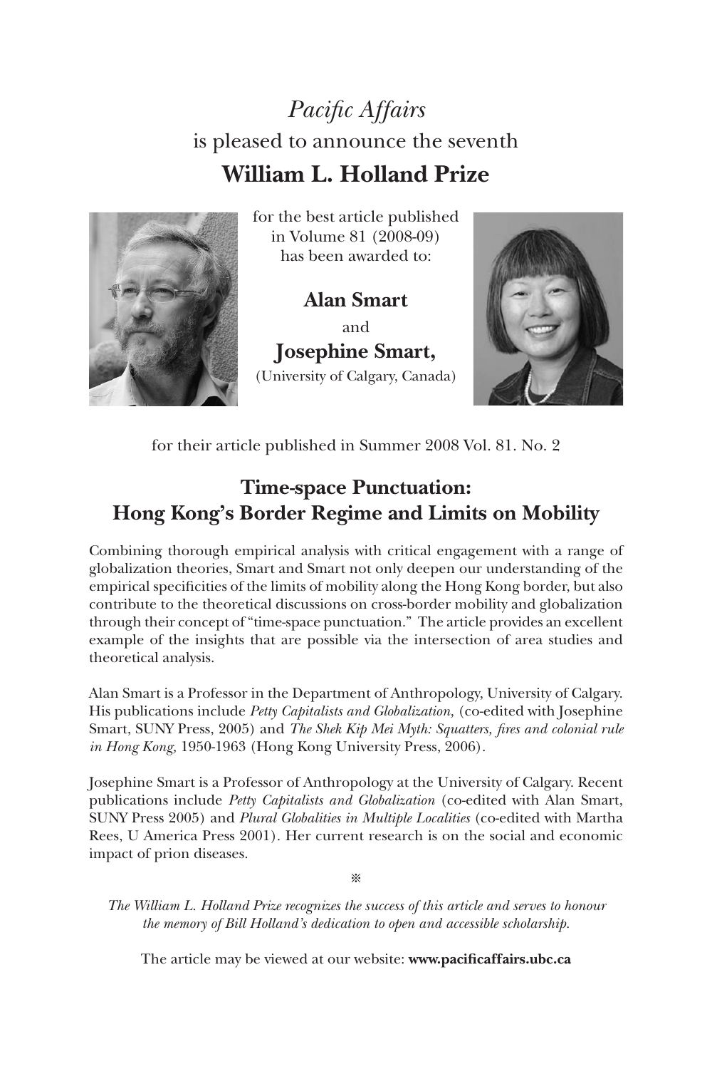*Pacific Affairs*

is pleased to announce the seventh

# William L. Holland Prize

for the best article published
in Volume 81 (2008-09)
has been awarded to:

**Alan Smart**

and

**Josephine Smart,**

(University of Calgary, Canada)

for their article published in Summer 2008 Vol. 81. No. 2

## Time-space Punctuation: Hong Kong's Border Regime and Limits on Mobility

Combining thorough empirical analysis with critical engagement with a range of globalization theories, Smart and Smart not only deepen our understanding of the empirical specificities of the limits of mobility along the Hong Kong border, but also contribute to the theoretical discussions on cross-border mobility and globalization through their concept of "time-space punctuation." The article provides an excellent example of the insights that are possible via the intersection of area studies and theoretical analysis.

Alan Smart is a Professor in the Department of Anthropology, University of Calgary. His publications include *Petty Capitalists and Globalization,* (co-edited with Josephine Smart, SUNY Press, 2005) and *The Shek Kip Mei Myth: Squatters, fires and colonial rule in Hong Kong,* 1950-1963 (Hong Kong University Press, 2006).

Josephine Smart is a Professor of Anthropology at the University of Calgary. Recent publications include *Petty Capitalists and Globalization* (co-edited with Alan Smart, SUNY Press 2005) and *Plural Globalities in Multiple Localities* (co-edited with Martha Rees, U America Press 2001). Her current research is on the social and economic impact of prion diseases.

※

*The William L. Holland Prize recognizes the success of this article and serves to honour the memory of Bill Holland's dedication to open and accessible scholarship.*

The article may be viewed at our website: **www.pacificaffairs.ubc.ca**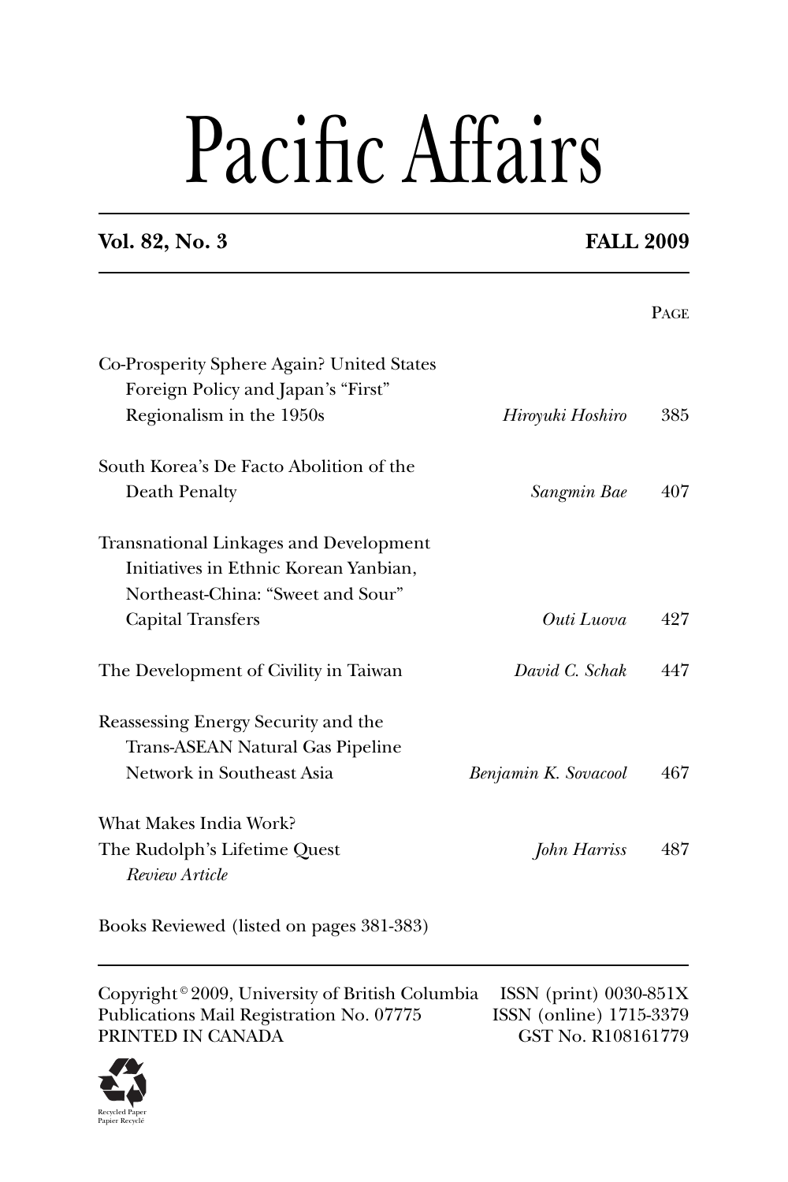# Pacific Affairs

**Vol. 82, No. 3** **FALL 2009**

| | | Page |
|---|---|---|
| Co-Prosperity Sphere Again? United States Foreign Policy and Japan's "First" Regionalism in the 1950s | *Hiroyuki Hoshiro* | 385 |
| South Korea's De Facto Abolition of the Death Penalty | *Sangmin Bae* | 407 |
| Transnational Linkages and Development Initiatives in Ethnic Korean Yanbian, Northeast-China: "Sweet and Sour" Capital Transfers | *Outi Luova* | 427 |
| The Development of Civility in Taiwan | *David C. Schak* | 447 |
| Reassessing Energy Security and the Trans-ASEAN Natural Gas Pipeline Network in Southeast Asia | *Benjamin K. Sovacool* | 467 |
| What Makes India Work? The Rudolph's Lifetime Quest *Review Article* | *John Harriss* | 487 |

Books Reviewed (listed on pages 381-383)

Copyright © 2009, University of British Columbia
Publications Mail Registration No. 07775
PRINTED IN CANADA

ISSN (print) 0030-851X
ISSN (online) 1715-3379
GST No. R108161779

Recycled Paper
Papier Recyclé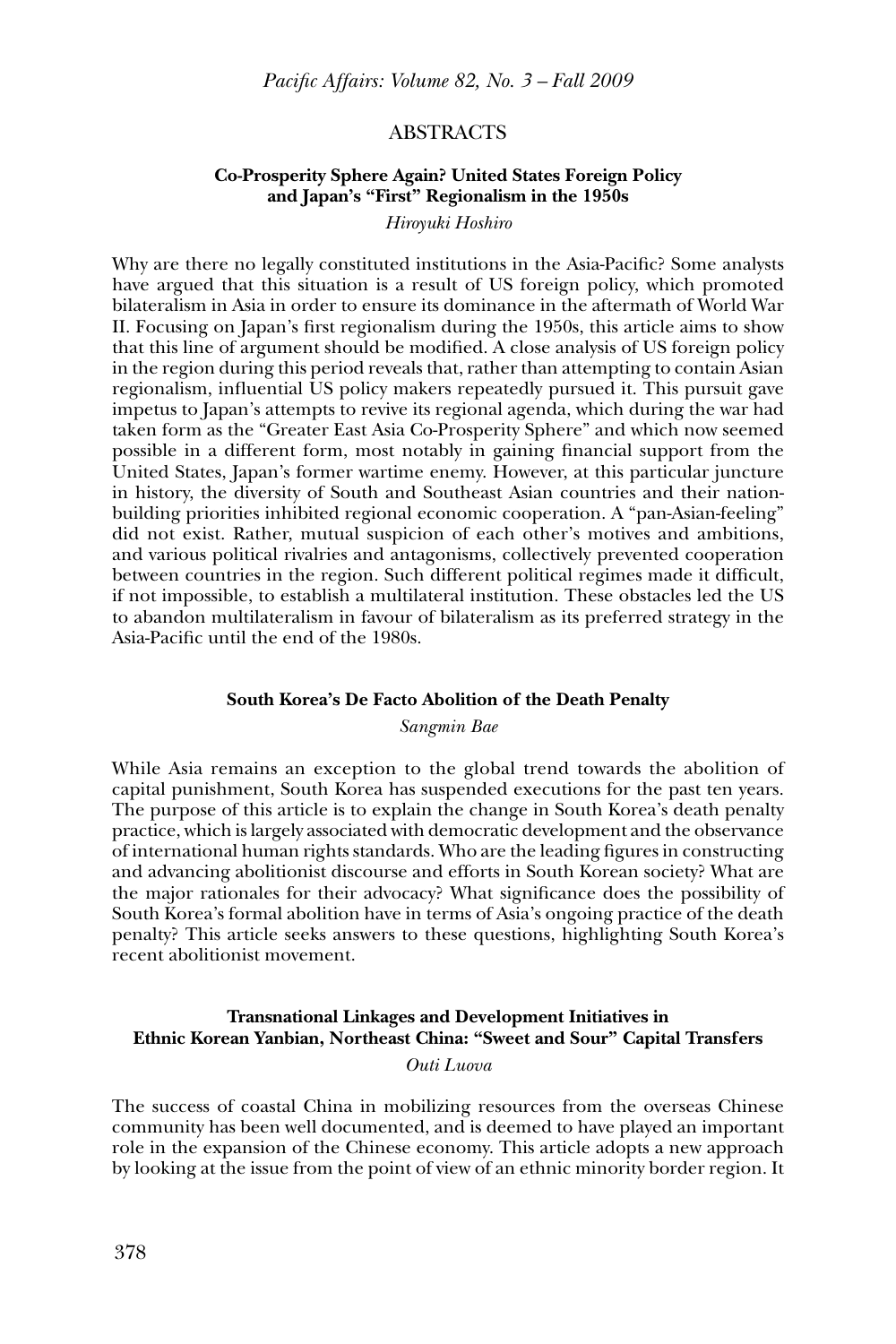# ABSTRACTS

## Co-Prosperity Sphere Again? United States Foreign Policy and Japan's "First" Regionalism in the 1950s

*Hiroyuki Hoshiro*

Why are there no legally constituted institutions in the Asia-Pacific? Some analysts have argued that this situation is a result of US foreign policy, which promoted bilateralism in Asia in order to ensure its dominance in the aftermath of World War II. Focusing on Japan's first regionalism during the 1950s, this article aims to show that this line of argument should be modified. A close analysis of US foreign policy in the region during this period reveals that, rather than attempting to contain Asian regionalism, influential US policy makers repeatedly pursued it. This pursuit gave impetus to Japan's attempts to revive its regional agenda, which during the war had taken form as the "Greater East Asia Co-Prosperity Sphere" and which now seemed possible in a different form, most notably in gaining financial support from the United States, Japan's former wartime enemy. However, at this particular juncture in history, the diversity of South and Southeast Asian countries and their nation-building priorities inhibited regional economic cooperation. A "pan-Asian-feeling" did not exist. Rather, mutual suspicion of each other's motives and ambitions, and various political rivalries and antagonisms, collectively prevented cooperation between countries in the region. Such different political regimes made it difficult, if not impossible, to establish a multilateral institution. These obstacles led the US to abandon multilateralism in favour of bilateralism as its preferred strategy in the Asia-Pacific until the end of the 1980s.

## South Korea's De Facto Abolition of the Death Penalty

*Sangmin Bae*

While Asia remains an exception to the global trend towards the abolition of capital punishment, South Korea has suspended executions for the past ten years. The purpose of this article is to explain the change in South Korea's death penalty practice, which is largely associated with democratic development and the observance of international human rights standards. Who are the leading figures in constructing and advancing abolitionist discourse and efforts in South Korean society? What are the major rationales for their advocacy? What significance does the possibility of South Korea's formal abolition have in terms of Asia's ongoing practice of the death penalty? This article seeks answers to these questions, highlighting South Korea's recent abolitionist movement.

## Transnational Linkages and Development Initiatives in Ethnic Korean Yanbian, Northeast China: "Sweet and Sour" Capital Transfers

*Outi Luova*

The success of coastal China in mobilizing resources from the overseas Chinese community has been well documented, and is deemed to have played an important role in the expansion of the Chinese economy. This article adopts a new approach by looking at the issue from the point of view of an ethnic minority border region. It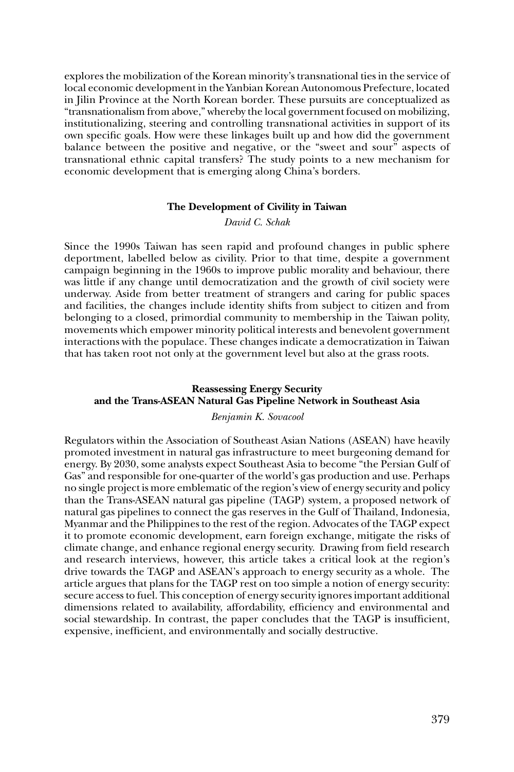explores the mobilization of the Korean minority's transnational ties in the service of local economic development in the Yanbian Korean Autonomous Prefecture, located in Jilin Province at the North Korean border. These pursuits are conceptualized as "transnationalism from above," whereby the local government focused on mobilizing, institutionalizing, steering and controlling transnational activities in support of its own specific goals. How were these linkages built up and how did the government balance between the positive and negative, or the "sweet and sour" aspects of transnational ethnic capital transfers? The study points to a new mechanism for economic development that is emerging along China's borders.

### The Development of Civility in Taiwan

*David C. Schak*

Since the 1990s Taiwan has seen rapid and profound changes in public sphere deportment, labelled below as civility. Prior to that time, despite a government campaign beginning in the 1960s to improve public morality and behaviour, there was little if any change until democratization and the growth of civil society were underway. Aside from better treatment of strangers and caring for public spaces and facilities, the changes include identity shifts from subject to citizen and from belonging to a closed, primordial community to membership in the Taiwan polity, movements which empower minority political interests and benevolent government interactions with the populace. These changes indicate a democratization in Taiwan that has taken root not only at the government level but also at the grass roots.

### Reassessing Energy Security and the Trans-ASEAN Natural Gas Pipeline Network in Southeast Asia

*Benjamin K. Sovacool*

Regulators within the Association of Southeast Asian Nations (ASEAN) have heavily promoted investment in natural gas infrastructure to meet burgeoning demand for energy. By 2030, some analysts expect Southeast Asia to become "the Persian Gulf of Gas" and responsible for one-quarter of the world's gas production and use. Perhaps no single project is more emblematic of the region's view of energy security and policy than the Trans-ASEAN natural gas pipeline (TAGP) system, a proposed network of natural gas pipelines to connect the gas reserves in the Gulf of Thailand, Indonesia, Myanmar and the Philippines to the rest of the region. Advocates of the TAGP expect it to promote economic development, earn foreign exchange, mitigate the risks of climate change, and enhance regional energy security. Drawing from field research and research interviews, however, this article takes a critical look at the region's drive towards the TAGP and ASEAN's approach to energy security as a whole. The article argues that plans for the TAGP rest on too simple a notion of energy security: secure access to fuel. This conception of energy security ignores important additional dimensions related to availability, affordability, efficiency and environmental and social stewardship. In contrast, the paper concludes that the TAGP is insufficient, expensive, inefficient, and environmentally and socially destructive.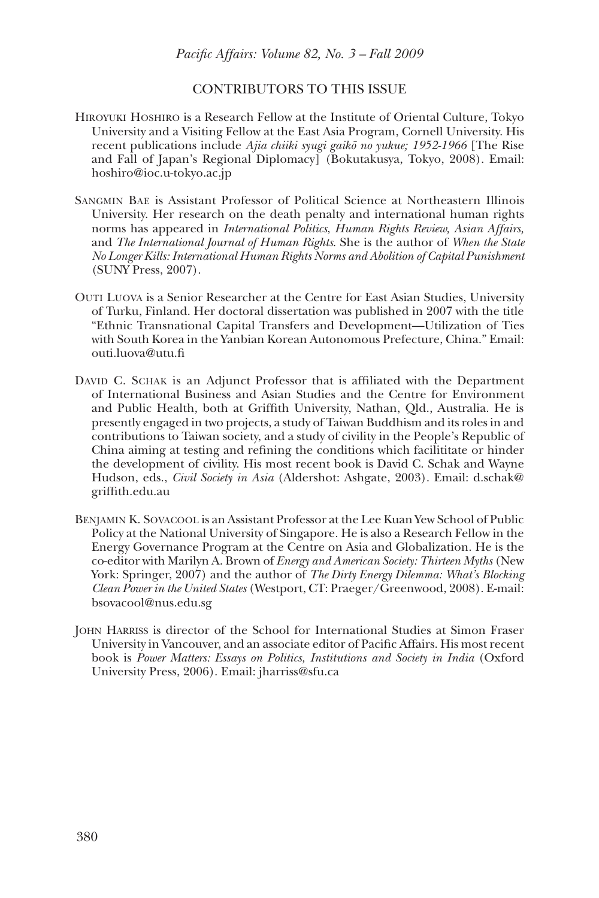## CONTRIBUTORS TO THIS ISSUE

HIROYUKI HOSHIRO is a Research Fellow at the Institute of Oriental Culture, Tokyo University and a Visiting Fellow at the East Asia Program, Cornell University. His recent publications include *Ajïa chiiki syugi gaikō no yukue; 1952-1966* [The Rise and Fall of Japan's Regional Diplomacy] (Bokutakusya, Tokyo, 2008). Email: hoshiro@ioc.u-tokyo.ac.jp

SANGMIN BAE is Assistant Professor of Political Science at Northeastern Illinois University. Her research on the death penalty and international human rights norms has appeared in *International Politics*, *Human Rights Review, Asian Affairs,* and *The International Journal of Human Rights*. She is the author of *When the State No Longer Kills: International Human Rights Norms and Abolition of Capital Punishment* (SUNY Press, 2007).

OUTI LUOVA is a Senior Researcher at the Centre for East Asian Studies, University of Turku, Finland. Her doctoral dissertation was published in 2007 with the title "Ethnic Transnational Capital Transfers and Development—Utilization of Ties with South Korea in the Yanbian Korean Autonomous Prefecture, China." Email: outi.luova@utu.fi

DAVID C. SCHAK is an Adjunct Professor that is affiliated with the Department of International Business and Asian Studies and the Centre for Environment and Public Health, both at Griffith University, Nathan, Qld., Australia. He is presently engaged in two projects, a study of Taiwan Buddhism and its roles in and contributions to Taiwan society, and a study of civility in the People's Republic of China aiming at testing and refining the conditions which facilititate or hinder the development of civility. His most recent book is David C. Schak and Wayne Hudson, eds., *Civil Society in Asia* (Aldershot: Ashgate, 2003). Email: d.schak@griffith.edu.au

BENJAMIN K. SOVACOOL is an Assistant Professor at the Lee Kuan Yew School of Public Policy at the National University of Singapore. He is also a Research Fellow in the Energy Governance Program at the Centre on Asia and Globalization. He is the co-editor with Marilyn A. Brown of *Energy and American Society: Thirteen Myths* (New York: Springer, 2007) and the author of *The Dirty Energy Dilemma: What's Blocking Clean Power in the United States* (Westport, CT: Praeger/Greenwood, 2008). E-mail: bsovacool@nus.edu.sg

JOHN HARRISS is director of the School for International Studies at Simon Fraser University in Vancouver, and an associate editor of Pacific Affairs. His most recent book is *Power Matters: Essays on Politics, Institutions and Society in India* (Oxford University Press, 2006). Email: jharriss@sfu.ca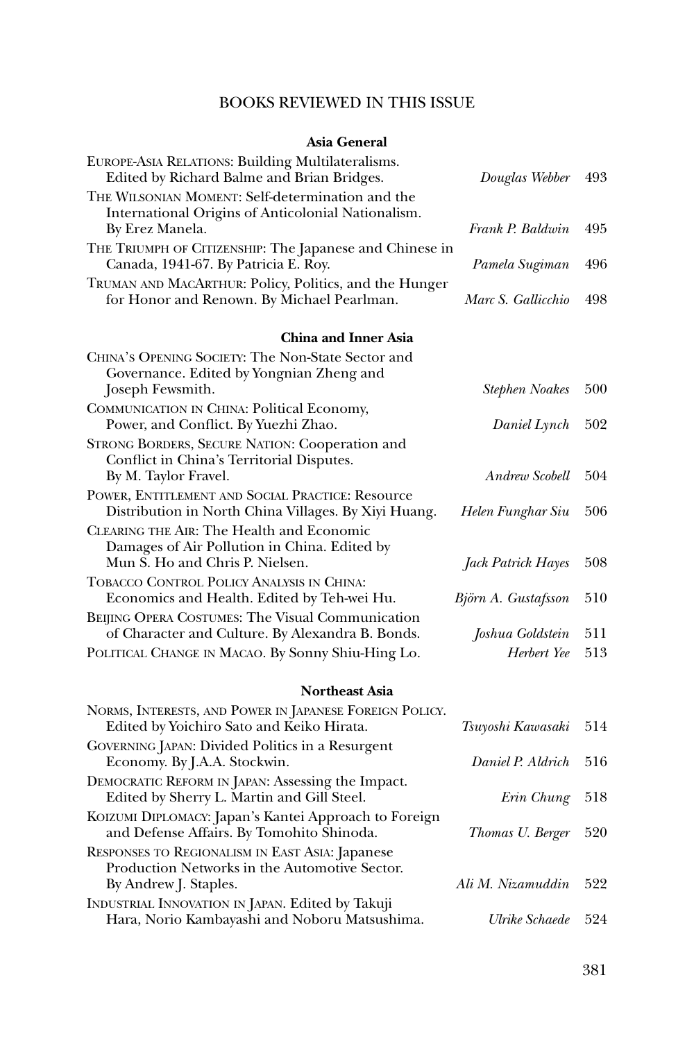# BOOKS REVIEWED IN THIS ISSUE

## Asia General

| Book | Reviewer | Page |
|---|---|---|
| EUROPE-ASIA RELATIONS: Building Multilateralisms. Edited by Richard Balme and Brian Bridges. | *Douglas Webber* | 493 |
| THE WILSONIAN MOMENT: Self-determination and the International Origins of Anticolonial Nationalism. By Erez Manela. | *Frank P. Baldwin* | 495 |
| THE TRIUMPH OF CITIZENSHIP: The Japanese and Chinese in Canada, 1941-67. By Patricia E. Roy. | *Pamela Sugiman* | 496 |
| TRUMAN AND MACARTHUR: Policy, Politics, and the Hunger for Honor and Renown. By Michael Pearlman. | *Marc S. Gallicchio* | 498 |

## China and Inner Asia

| Book | Reviewer | Page |
|---|---|---|
| CHINA'S OPENING SOCIETY: The Non-State Sector and Governance. Edited by Yongnian Zheng and Joseph Fewsmith. | *Stephen Noakes* | 500 |
| COMMUNICATION IN CHINA: Political Economy, Power, and Conflict. By Yuezhi Zhao. | *Daniel Lynch* | 502 |
| STRONG BORDERS, SECURE NATION: Cooperation and Conflict in China's Territorial Disputes. By M. Taylor Fravel. | *Andrew Scobell* | 504 |
| POWER, ENTITLEMENT AND SOCIAL PRACTICE: Resource Distribution in North China Villages. By Xiyi Huang. | *Helen Funghar Siu* | 506 |
| CLEARING THE AIR: The Health and Economic Damages of Air Pollution in China. Edited by Mun S. Ho and Chris P. Nielsen. | *Jack Patrick Hayes* | 508 |
| TOBACCO CONTROL POLICY ANALYSIS IN CHINA: Economics and Health. Edited by Teh-wei Hu. | *Björn A. Gustafsson* | 510 |
| BEIJING OPERA COSTUMES: The Visual Communication of Character and Culture. By Alexandra B. Bonds. | *Joshua Goldstein* | 511 |
| POLITICAL CHANGE IN MACAO. By Sonny Shiu-Hing Lo. | *Herbert Yee* | 513 |

## Northeast Asia

| Book | Reviewer | Page |
|---|---|---|
| NORMS, INTERESTS, AND POWER IN JAPANESE FOREIGN POLICY. Edited by Yoichiro Sato and Keiko Hirata. | *Tsuyoshi Kawasaki* | 514 |
| GOVERNING JAPAN: Divided Politics in a Resurgent Economy. By J.A.A. Stockwin. | *Daniel P. Aldrich* | 516 |
| DEMOCRATIC REFORM IN JAPAN: Assessing the Impact. Edited by Sherry L. Martin and Gill Steel. | *Erin Chung* | 518 |
| KOIZUMI DIPLOMACY: Japan's Kantei Approach to Foreign and Defense Affairs. By Tomohito Shinoda. | *Thomas U. Berger* | 520 |
| RESPONSES TO REGIONALISM IN EAST ASIA: Japanese Production Networks in the Automotive Sector. By Andrew J. Staples. | *Ali M. Nizamuddin* | 522 |
| INDUSTRIAL INNOVATION IN JAPAN. Edited by Takuji Hara, Norio Kambayashi and Noboru Matsushima. | *Ulrike Schaede* | 524 |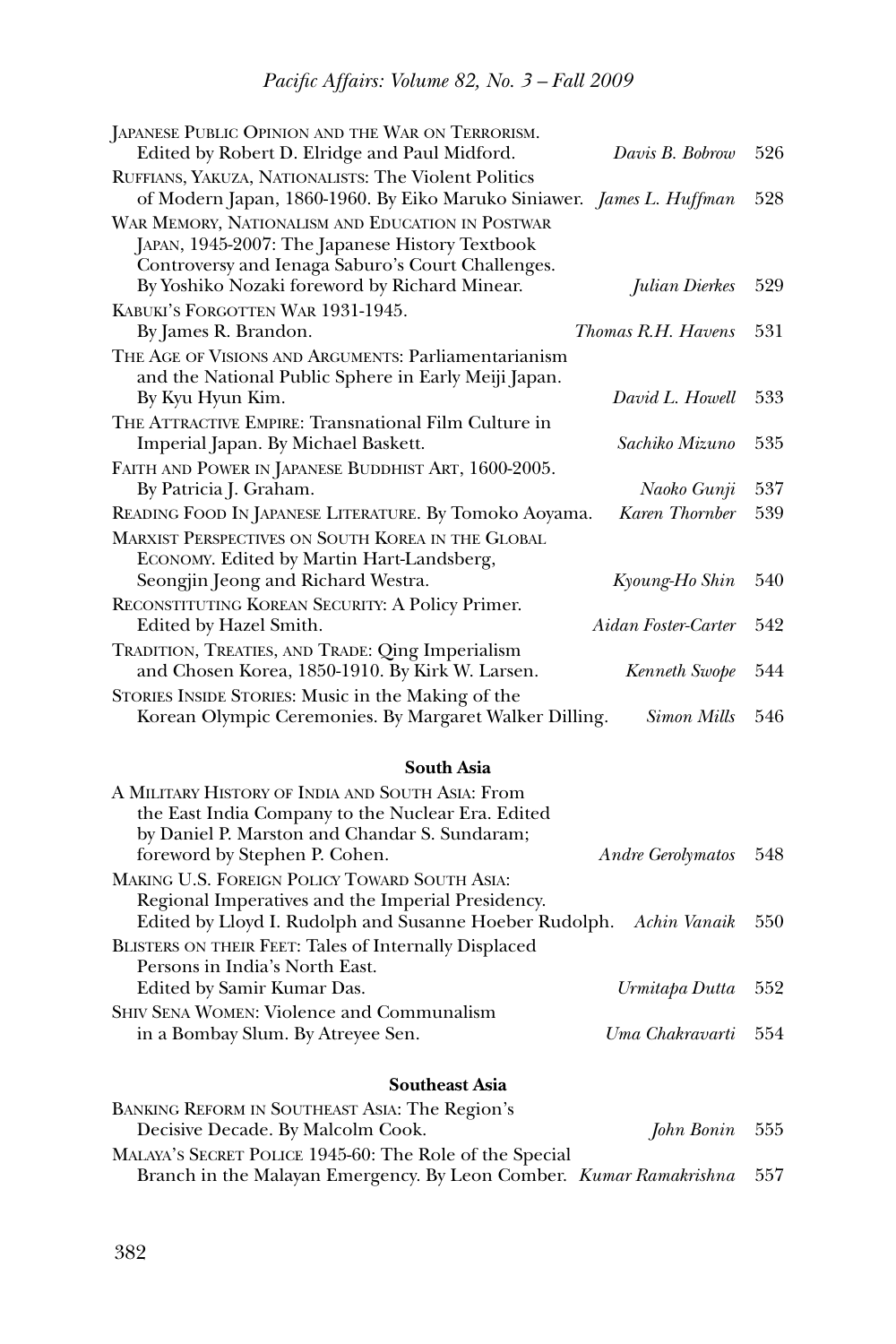Japanese Public Opinion and the War on Terrorism. Edited by Robert D. Elridge and Paul Midford. *Davis B. Bobrow* 526

Ruffians, Yakuza, Nationalists: The Violent Politics of Modern Japan, 1860-1960. By Eiko Maruko Siniawer. *James L. Huffman* 528

War Memory, Nationalism and Education in Postwar Japan, 1945-2007: The Japanese History Textbook Controversy and Ienaga Saburo's Court Challenges. By Yoshiko Nozaki foreword by Richard Minear. *Julian Dierkes* 529

Kabuki's Forgotten War 1931-1945. By James R. Brandon. *Thomas R.H. Havens* 531

The Age of Visions and Arguments: Parliamentarianism and the National Public Sphere in Early Meiji Japan. By Kyu Hyun Kim. *David L. Howell* 533

The Attractive Empire: Transnational Film Culture in Imperial Japan. By Michael Baskett. *Sachiko Mizuno* 535

Faith and Power in Japanese Buddhist Art, 1600-2005. By Patricia J. Graham. *Naoko Gunji* 537

Reading Food In Japanese Literature. By Tomoko Aoyama. *Karen Thornber* 539

Marxist Perspectives on South Korea in the Global Economy. Edited by Martin Hart-Landsberg, Seongjin Jeong and Richard Westra. *Kyoung-Ho Shin* 540

Reconstituting Korean Security: A Policy Primer. Edited by Hazel Smith. *Aidan Foster-Carter* 542

Tradition, Treaties, and Trade: Qing Imperialism and Chosen Korea, 1850-1910. By Kirk W. Larsen. *Kenneth Swope* 544

Stories Inside Stories: Music in the Making of the Korean Olympic Ceremonies. By Margaret Walker Dilling. *Simon Mills* 546

**South Asia**

A Military History of India and South Asia: From the East India Company to the Nuclear Era. Edited by Daniel P. Marston and Chandar S. Sundaram; foreword by Stephen P. Cohen. *Andre Gerolymatos* 548

Making U.S. Foreign Policy Toward South Asia: Regional Imperatives and the Imperial Presidency. Edited by Lloyd I. Rudolph and Susanne Hoeber Rudolph. *Achin Vanaik* 550

Blisters on their Feet: Tales of Internally Displaced Persons in India's North East. Edited by Samir Kumar Das. *Urmitapa Dutta* 552

Shiv Sena Women: Violence and Communalism in a Bombay Slum. By Atreyee Sen. *Uma Chakravarti* 554

**Southeast Asia**

Banking Reform in Southeast Asia: The Region's Decisive Decade. By Malcolm Cook. *John Bonin* 555

Malaya's Secret Police 1945-60: The Role of the Special Branch in the Malayan Emergency. By Leon Comber. *Kumar Ramakrishna* 557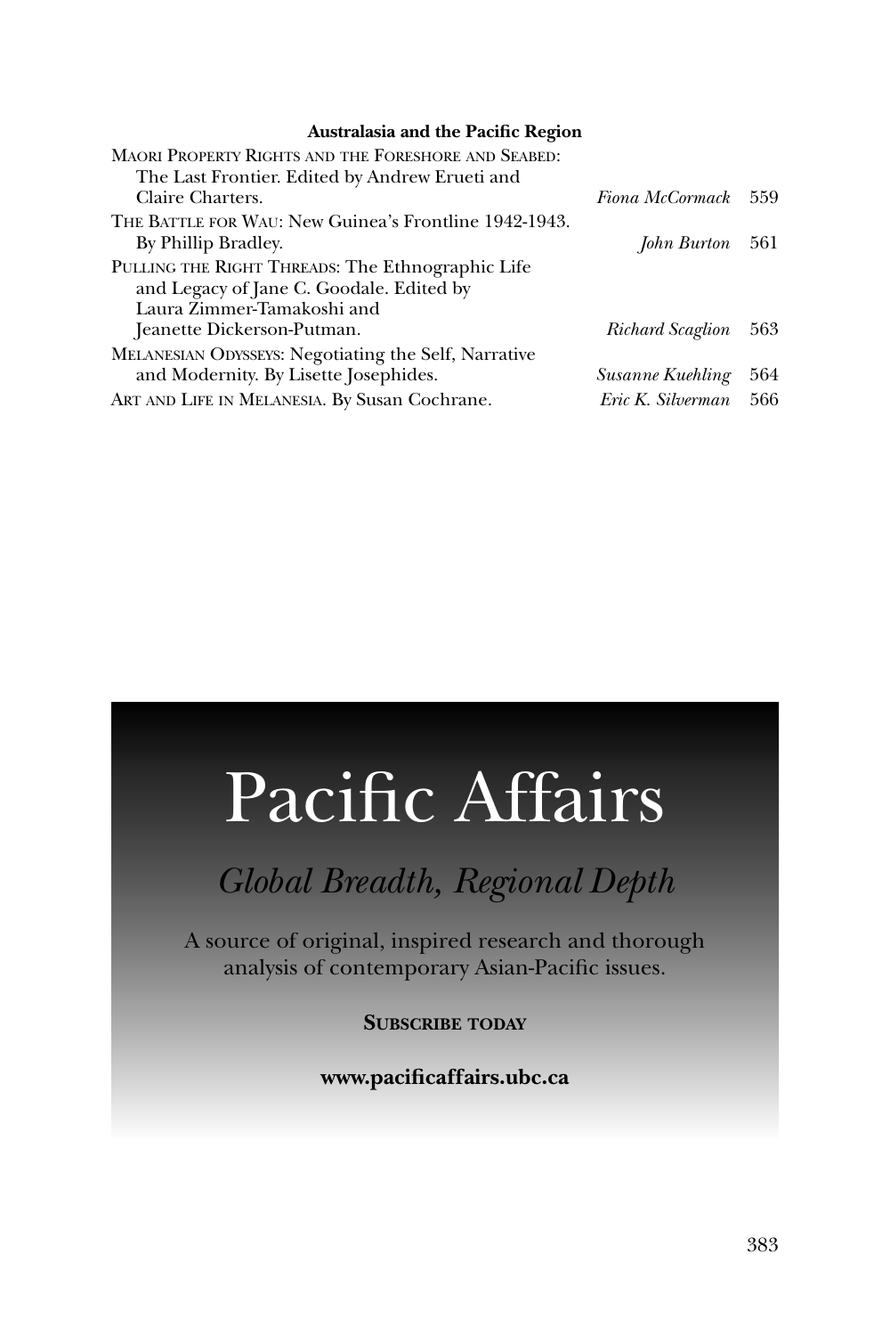**Australasia and the Pacific Region**

| | | |
|---|---|---|
| Maori Property Rights and the Foreshore and Seabed: The Last Frontier. Edited by Andrew Erueti and Claire Charters. | *Fiona McCormack* | 559 |
| The Battle for Wau: New Guinea's Frontline 1942-1943. By Phillip Bradley. | *John Burton* | 561 |
| Pulling the Right Threads: The Ethnographic Life and Legacy of Jane C. Goodale. Edited by Laura Zimmer-Tamakoshi and Jeanette Dickerson-Putman. | *Richard Scaglion* | 563 |
| Melanesian Odysseys: Negotiating the Self, Narrative and Modernity. By Lisette Josephides. | *Susanne Kuehling* | 564 |
| Art and Life in Melanesia. By Susan Cochrane. | *Eric K. Silverman* | 566 |

# Pacific Affairs

## *Global Breadth, Regional Depth*

A source of original, inspired research and thorough analysis of contemporary Asian-Pacific issues.

**Subscribe today**

**www.pacificaffairs.ubc.ca**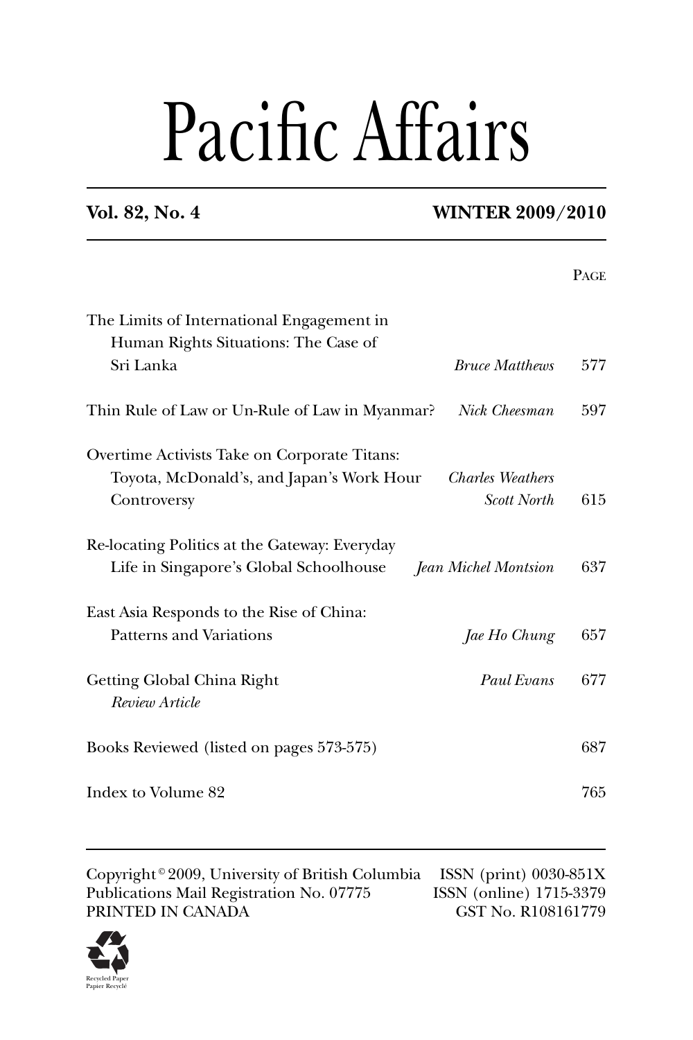# Pacific Affairs

**Vol. 82, No. 4** **WINTER 2009/2010**

| | | Page |
|---|---|---|
| The Limits of International Engagement in Human Rights Situations: The Case of Sri Lanka | *Bruce Matthews* | 577 |
| Thin Rule of Law or Un-Rule of Law in Myanmar? | *Nick Cheesman* | 597 |
| Overtime Activists Take on Corporate Titans: Toyota, McDonald's, and Japan's Work Hour Controversy | *Charles Weathers* *Scott North* | 615 |
| Re-locating Politics at the Gateway: Everyday Life in Singapore's Global Schoolhouse | *Jean Michel Montsion* | 637 |
| East Asia Responds to the Rise of China: Patterns and Variations | *Jae Ho Chung* | 657 |
| Getting Global China Right *Review Article* | *Paul Evans* | 677 |
| Books Reviewed (listed on pages 573-575) | | 687 |
| Index to Volume 82 | | 765 |

Copyright © 2009, University of British Columbia
Publications Mail Registration No. 07775
PRINTED IN CANADA

ISSN (print) 0030-851X
ISSN (online) 1715-3379
GST No. R108161779

Recycled Paper
Papier Recyclé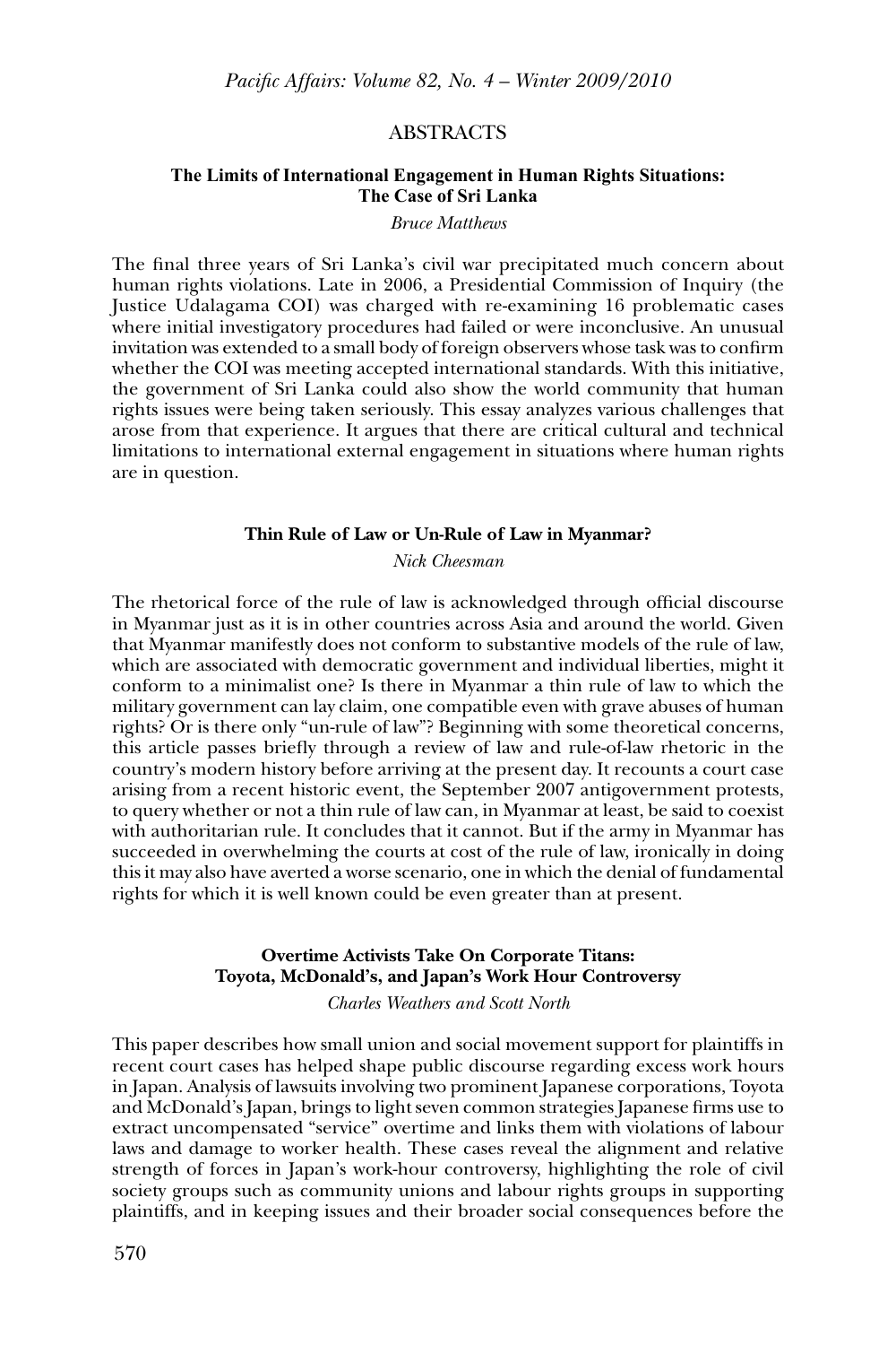# ABSTRACTS

### The Limits of International Engagement in Human Rights Situations: The Case of Sri Lanka

*Bruce Matthews*

The final three years of Sri Lanka's civil war precipitated much concern about human rights violations. Late in 2006, a Presidential Commission of Inquiry (the Justice Udalagama COI) was charged with re-examining 16 problematic cases where initial investigatory procedures had failed or were inconclusive. An unusual invitation was extended to a small body of foreign observers whose task was to confirm whether the COI was meeting accepted international standards. With this initiative, the government of Sri Lanka could also show the world community that human rights issues were being taken seriously. This essay analyzes various challenges that arose from that experience. It argues that there are critical cultural and technical limitations to international external engagement in situations where human rights are in question.

### Thin Rule of Law or Un-Rule of Law in Myanmar?

*Nick Cheesman*

The rhetorical force of the rule of law is acknowledged through official discourse in Myanmar just as it is in other countries across Asia and around the world. Given that Myanmar manifestly does not conform to substantive models of the rule of law, which are associated with democratic government and individual liberties, might it conform to a minimalist one? Is there in Myanmar a thin rule of law to which the military government can lay claim, one compatible even with grave abuses of human rights? Or is there only "un-rule of law"? Beginning with some theoretical concerns, this article passes briefly through a review of law and rule-of-law rhetoric in the country's modern history before arriving at the present day. It recounts a court case arising from a recent historic event, the September 2007 antigovernment protests, to query whether or not a thin rule of law can, in Myanmar at least, be said to coexist with authoritarian rule. It concludes that it cannot. But if the army in Myanmar has succeeded in overwhelming the courts at cost of the rule of law, ironically in doing this it may also have averted a worse scenario, one in which the denial of fundamental rights for which it is well known could be even greater than at present.

### Overtime Activists Take On Corporate Titans: Toyota, McDonald's, and Japan's Work Hour Controversy

*Charles Weathers and Scott North*

This paper describes how small union and social movement support for plaintiffs in recent court cases has helped shape public discourse regarding excess work hours in Japan. Analysis of lawsuits involving two prominent Japanese corporations, Toyota and McDonald's Japan, brings to light seven common strategies Japanese firms use to extract uncompensated "service" overtime and links them with violations of labour laws and damage to worker health. These cases reveal the alignment and relative strength of forces in Japan's work-hour controversy, highlighting the role of civil society groups such as community unions and labour rights groups in supporting plaintiffs, and in keeping issues and their broader social consequences before the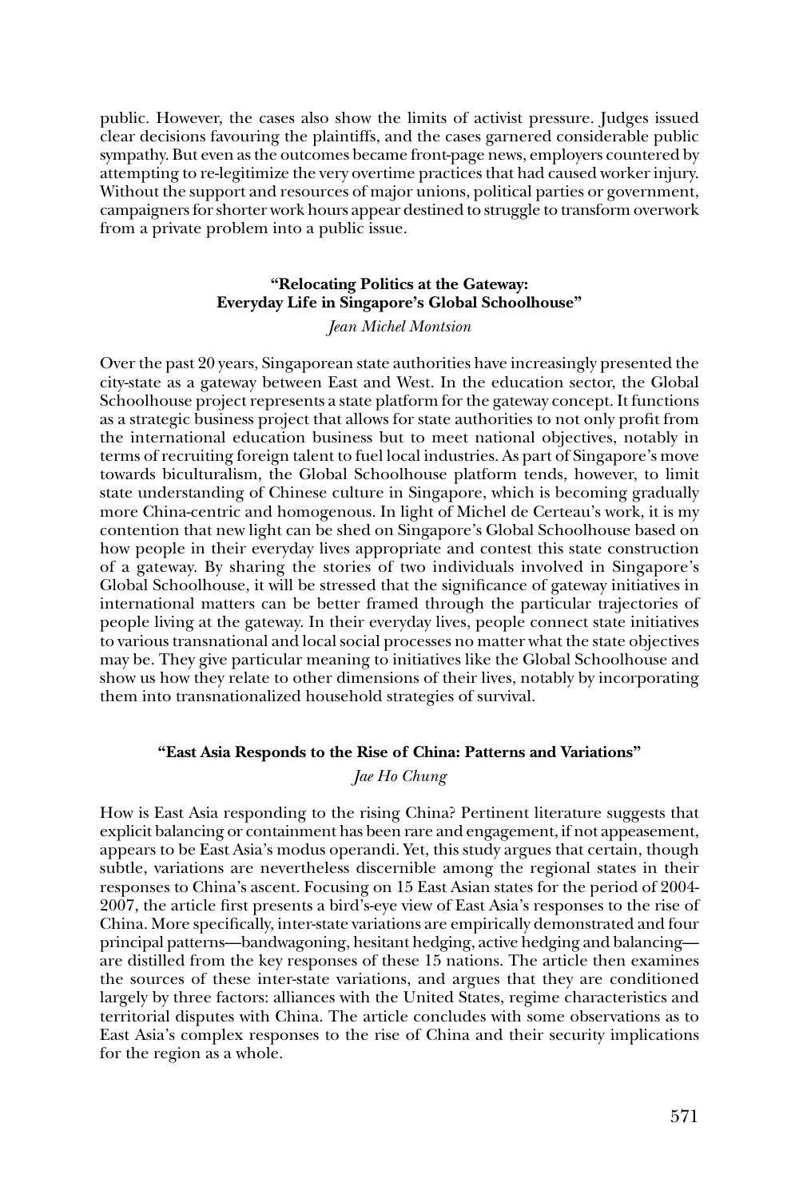public. However, the cases also show the limits of activist pressure. Judges issued clear decisions favouring the plaintiffs, and the cases garnered considerable public sympathy. But even as the outcomes became front-page news, employers countered by attempting to re-legitimize the very overtime practices that had caused worker injury. Without the support and resources of major unions, political parties or government, campaigners for shorter work hours appear destined to struggle to transform overwork from a private problem into a public issue.

### "Relocating Politics at the Gateway: Everyday Life in Singapore's Global Schoolhouse"

*Jean Michel Montsion*

Over the past 20 years, Singaporean state authorities have increasingly presented the city-state as a gateway between East and West. In the education sector, the Global Schoolhouse project represents a state platform for the gateway concept. It functions as a strategic business project that allows for state authorities to not only profit from the international education business but to meet national objectives, notably in terms of recruiting foreign talent to fuel local industries. As part of Singapore's move towards biculturalism, the Global Schoolhouse platform tends, however, to limit state understanding of Chinese culture in Singapore, which is becoming gradually more China-centric and homogenous. In light of Michel de Certeau's work, it is my contention that new light can be shed on Singapore's Global Schoolhouse based on how people in their everyday lives appropriate and contest this state construction of a gateway. By sharing the stories of two individuals involved in Singapore's Global Schoolhouse, it will be stressed that the significance of gateway initiatives in international matters can be better framed through the particular trajectories of people living at the gateway. In their everyday lives, people connect state initiatives to various transnational and local social processes no matter what the state objectives may be. They give particular meaning to initiatives like the Global Schoolhouse and show us how they relate to other dimensions of their lives, notably by incorporating them into transnationalized household strategies of survival.

### "East Asia Responds to the Rise of China: Patterns and Variations"

*Jae Ho Chung*

How is East Asia responding to the rising China? Pertinent literature suggests that explicit balancing or containment has been rare and engagement, if not appeasement, appears to be East Asia's modus operandi. Yet, this study argues that certain, though subtle, variations are nevertheless discernible among the regional states in their responses to China's ascent. Focusing on 15 East Asian states for the period of 2004-2007, the article first presents a bird's-eye view of East Asia's responses to the rise of China. More specifically, inter-state variations are empirically demonstrated and four principal patterns—bandwagoning, hesitant hedging, active hedging and balancing—are distilled from the key responses of these 15 nations. The article then examines the sources of these inter-state variations, and argues that they are conditioned largely by three factors: alliances with the United States, regime characteristics and territorial disputes with China. The article concludes with some observations as to East Asia's complex responses to the rise of China and their security implications for the region as a whole.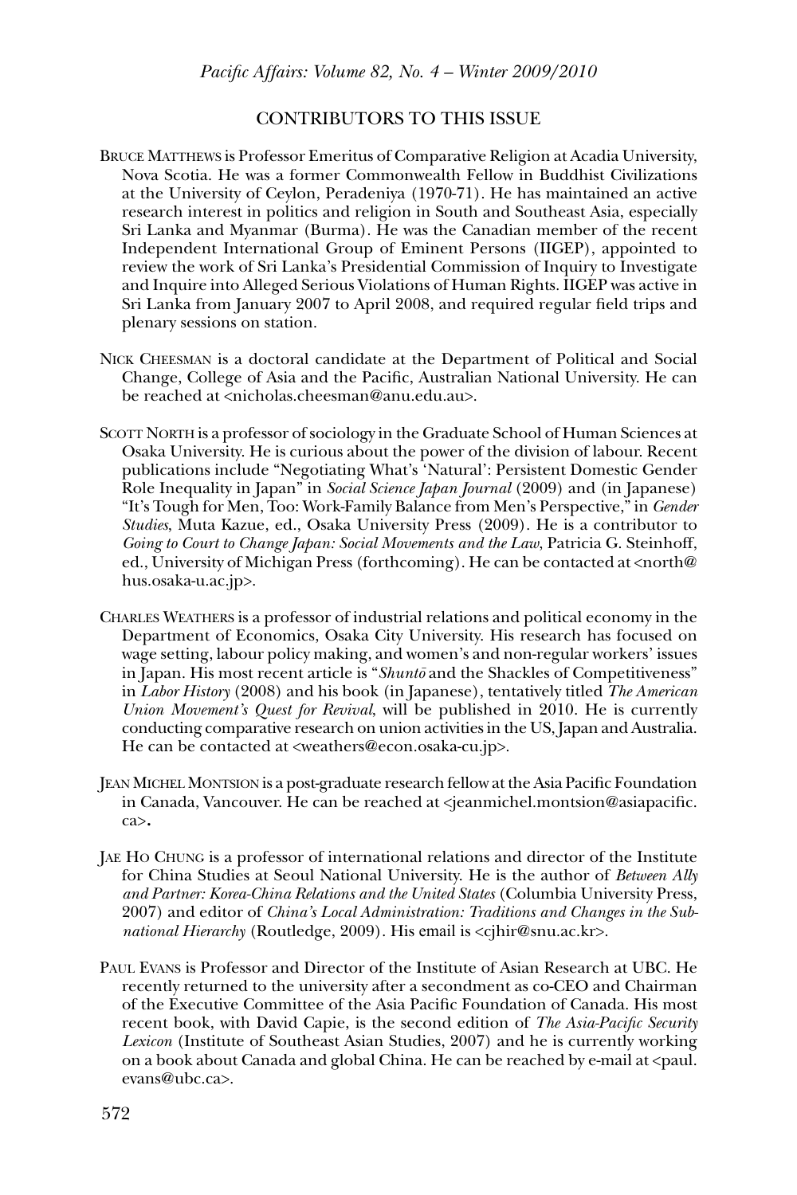## CONTRIBUTORS TO THIS ISSUE

BRUCE MATTHEWS is Professor Emeritus of Comparative Religion at Acadia University, Nova Scotia. He was a former Commonwealth Fellow in Buddhist Civilizations at the University of Ceylon, Peradeniya (1970-71). He has maintained an active research interest in politics and religion in South and Southeast Asia, especially Sri Lanka and Myanmar (Burma). He was the Canadian member of the recent Independent International Group of Eminent Persons (IIGEP), appointed to review the work of Sri Lanka's Presidential Commission of Inquiry to Investigate and Inquire into Alleged Serious Violations of Human Rights. IIGEP was active in Sri Lanka from January 2007 to April 2008, and required regular field trips and plenary sessions on station.

NICK CHEESMAN is a doctoral candidate at the Department of Political and Social Change, College of Asia and the Pacific, Australian National University. He can be reached at <nicholas.cheesman@anu.edu.au>.

SCOTT NORTH is a professor of sociology in the Graduate School of Human Sciences at Osaka University. He is curious about the power of the division of labour. Recent publications include "Negotiating What's 'Natural': Persistent Domestic Gender Role Inequality in Japan" in *Social Science Japan Journal* (2009) and (in Japanese) "It's Tough for Men, Too: Work-Family Balance from Men's Perspective," in *Gender Studies*, Muta Kazue, ed., Osaka University Press (2009). He is a contributor to *Going to Court to Change Japan: Social Movements and the Law*, Patricia G. Steinhoff, ed., University of Michigan Press (forthcoming). He can be contacted at <north@hus.osaka-u.ac.jp>.

CHARLES WEATHERS is a professor of industrial relations and political economy in the Department of Economics, Osaka City University. His research has focused on wage setting, labour policy making, and women's and non-regular workers' issues in Japan. His most recent article is "*Shuntō* and the Shackles of Competitiveness" in *Labor History* (2008) and his book (in Japanese), tentatively titled *The American Union Movement's Quest for Revival*, will be published in 2010. He is currently conducting comparative research on union activities in the US, Japan and Australia. He can be contacted at <weathers@econ.osaka-cu.jp>.

JEAN MICHEL MONTSION is a post-graduate research fellow at the Asia Pacific Foundation in Canada, Vancouver. He can be reached at <jeanmichel.montsion@asiapacific.ca>.

JAE HO CHUNG is a professor of international relations and director of the Institute for China Studies at Seoul National University. He is the author of *Between Ally and Partner: Korea-China Relations and the United States* (Columbia University Press, 2007) and editor of *China's Local Administration: Traditions and Changes in the Sub-national Hierarchy* (Routledge, 2009). His email is <cjhir@snu.ac.kr>.

PAUL EVANS is Professor and Director of the Institute of Asian Research at UBC. He recently returned to the university after a secondment as co-CEO and Chairman of the Executive Committee of the Asia Pacific Foundation of Canada. His most recent book, with David Capie, is the second edition of *The Asia-Pacific Security Lexicon* (Institute of Southeast Asian Studies, 2007) and he is currently working on a book about Canada and global China. He can be reached by e-mail at <paul.evans@ubc.ca>.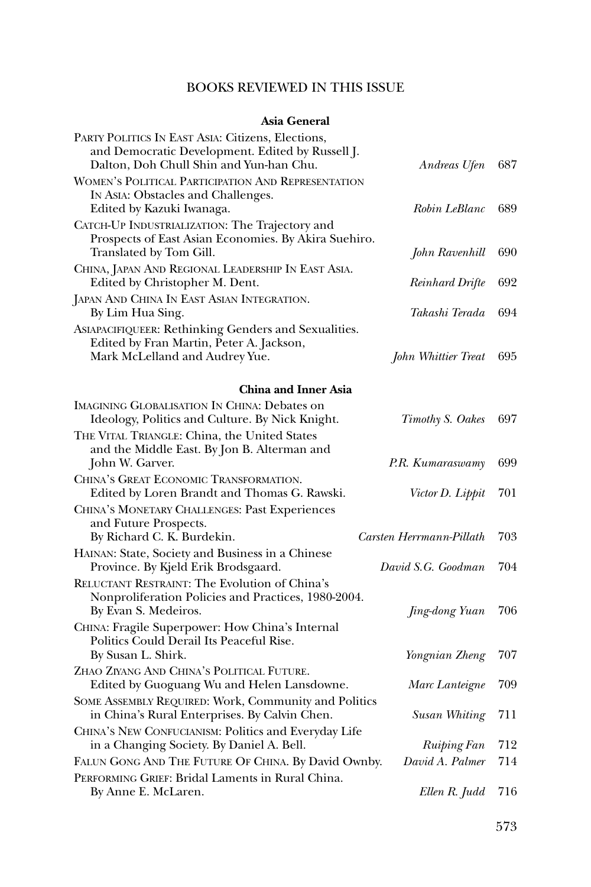# BOOKS REVIEWED IN THIS ISSUE

### Asia General

| Book | Reviewer | Page |
|---|---|---|
| PARTY POLITICS IN EAST ASIA: Citizens, Elections, and Democratic Development. Edited by Russell J. Dalton, Doh Chull Shin and Yun-han Chu. | *Andreas Ufen* | 687 |
| WOMEN'S POLITICAL PARTICIPATION AND REPRESENTATION IN ASIA: Obstacles and Challenges. Edited by Kazuki Iwanaga. | *Robin LeBlanc* | 689 |
| CATCH-UP INDUSTRIALIZATION: The Trajectory and Prospects of East Asian Economies. By Akira Suehiro. Translated by Tom Gill. | *John Ravenhill* | 690 |
| CHINA, JAPAN AND REGIONAL LEADERSHIP IN EAST ASIA. Edited by Christopher M. Dent. | *Reinhard Drifte* | 692 |
| JAPAN AND CHINA IN EAST ASIAN INTEGRATION. By Lim Hua Sing. | *Takashi Terada* | 694 |
| ASIAPACIFIQUEER: Rethinking Genders and Sexualities. Edited by Fran Martin, Peter A. Jackson, Mark McLelland and Audrey Yue. | *John Whittier Treat* | 695 |

### China and Inner Asia

| Book | Reviewer | Page |
|---|---|---|
| IMAGINING GLOBALISATION IN CHINA: Debates on Ideology, Politics and Culture. By Nick Knight. | *Timothy S. Oakes* | 697 |
| THE VITAL TRIANGLE: China, the United States and the Middle East. By Jon B. Alterman and John W. Garver. | *P.R. Kumaraswamy* | 699 |
| CHINA'S GREAT ECONOMIC TRANSFORMATION. Edited by Loren Brandt and Thomas G. Rawski. | *Victor D. Lippit* | 701 |
| CHINA'S MONETARY CHALLENGES: Past Experiences and Future Prospects. By Richard C. K. Burdekin. | *Carsten Herrmann-Pillath* | 703 |
| HAINAN: State, Society and Business in a Chinese Province. By Kjeld Erik Brodsgaard. | *David S.G. Goodman* | 704 |
| RELUCTANT RESTRAINT: The Evolution of China's Nonproliferation Policies and Practices, 1980-2004. By Evan S. Medeiros. | *Jing-dong Yuan* | 706 |
| CHINA: Fragile Superpower: How China's Internal Politics Could Derail Its Peaceful Rise. By Susan L. Shirk. | *Yongnian Zheng* | 707 |
| ZHAO ZIYANG AND CHINA'S POLITICAL FUTURE. Edited by Guoguang Wu and Helen Lansdowne. | *Marc Lanteigne* | 709 |
| SOME ASSEMBLY REQUIRED: Work, Community and Politics in China's Rural Enterprises. By Calvin Chen. | *Susan Whiting* | 711 |
| CHINA'S NEW CONFUCIANISM: Politics and Everyday Life in a Changing Society. By Daniel A. Bell. | *Ruiping Fan* | 712 |
| FALUN GONG AND THE FUTURE OF CHINA. By David Ownby. | *David A. Palmer* | 714 |
| PERFORMING GRIEF: Bridal Laments in Rural China. By Anne E. McLaren. | *Ellen R. Judd* | 716 |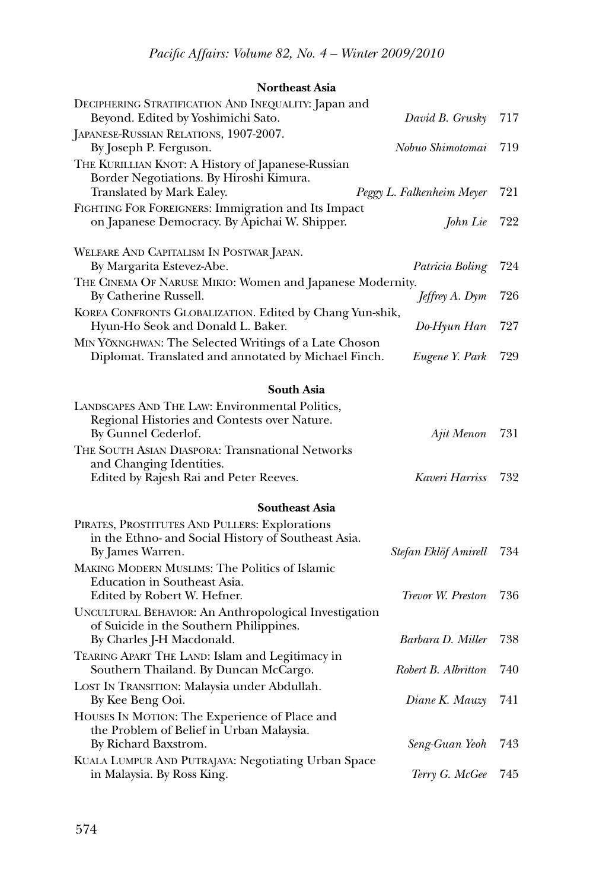### Northeast Asia

| | | |
|---|---|---|
| DECIPHERING STRATIFICATION AND INEQUALITY: Japan and Beyond. Edited by Yoshimichi Sato. | *David B. Grusky* | 717 |
| JAPANESE-RUSSIAN RELATIONS, 1907-2007. By Joseph P. Ferguson. | *Nobuo Shimotomai* | 719 |
| THE KURILLIAN KNOT: A History of Japanese-Russian Border Negotiations. By Hiroshi Kimura. Translated by Mark Ealey. | *Peggy L. Falkenheim Meyer* | 721 |
| FIGHTING FOR FOREIGNERS: Immigration and Its Impact on Japanese Democracy. By Apichai W. Shipper. | *John Lie* | 722 |
| WELFARE AND CAPITALISM IN POSTWAR JAPAN. By Margarita Estevez-Abe. | *Patricia Boling* | 724 |
| THE CINEMA OF NARUSE MIKIO: Women and Japanese Modernity. By Catherine Russell. | *Jeffrey A. Dym* | 726 |
| KOREA CONFRONTS GLOBALIZATION. Edited by Chang Yun-shik, Hyun-Ho Seok and Donald L. Baker. | *Do-Hyun Han* | 727 |
| MIN YŎXNGHWAN: The Selected Writings of a Late Choson Diplomat. Translated and annotated by Michael Finch. | *Eugene Y. Park* | 729 |

### South Asia

| | | |
|---|---|---|
| LANDSCAPES AND THE LAW: Environmental Politics, Regional Histories and Contests over Nature. By Gunnel Cederlof. | *Ajit Menon* | 731 |
| THE SOUTH ASIAN DIASPORA: Transnational Networks and Changing Identities. Edited by Rajesh Rai and Peter Reeves. | *Kaveri Harriss* | 732 |

### Southeast Asia

| | | |
|---|---|---|
| PIRATES, PROSTITUTES AND PULLERS: Explorations in the Ethno- and Social History of Southeast Asia. By James Warren. | *Stefan Eklöf Amirell* | 734 |
| MAKING MODERN MUSLIMS: The Politics of Islamic Education in Southeast Asia. Edited by Robert W. Hefner. | *Trevor W. Preston* | 736 |
| UNCULTURAL BEHAVIOR: An Anthropological Investigation of Suicide in the Southern Philippines. By Charles J-H Macdonald. | *Barbara D. Miller* | 738 |
| TEARING APART THE LAND: Islam and Legitimacy in Southern Thailand. By Duncan McCargo. | *Robert B. Albritton* | 740 |
| LOST IN TRANSITION: Malaysia under Abdullah. By Kee Beng Ooi. | *Diane K. Mauzy* | 741 |
| HOUSES IN MOTION: The Experience of Place and the Problem of Belief in Urban Malaysia. By Richard Baxstrom. | *Seng-Guan Yeoh* | 743 |
| KUALA LUMPUR AND PUTRAJAYA: Negotiating Urban Space in Malaysia. By Ross King. | *Terry G. McGee* | 745 |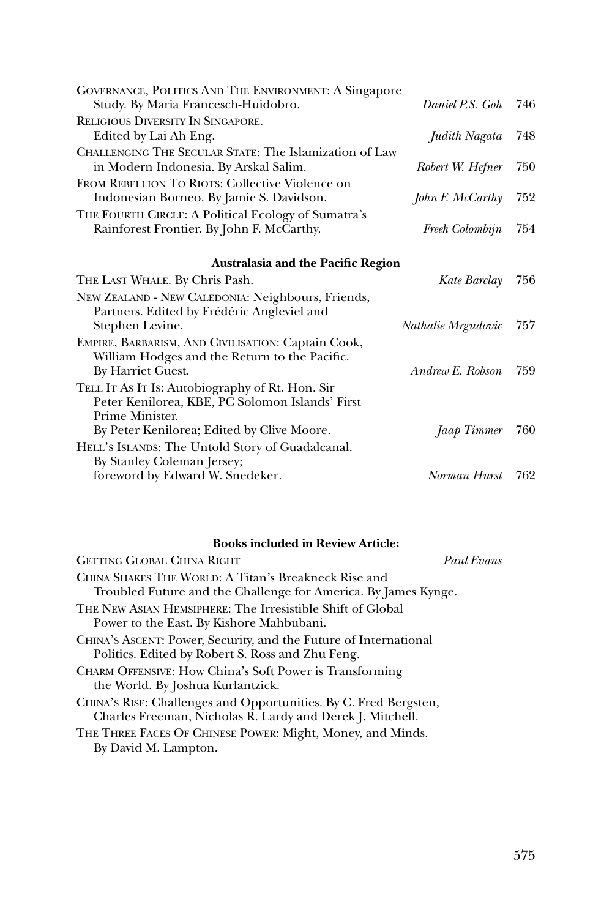| | | |
|---|---|---|
| Governance, Politics And The Environment: A Singapore Study. By Maria Francesch-Huidobro. | *Daniel P.S. Goh* | 746 |
| Religious Diversity In Singapore. Edited by Lai Ah Eng. | *Judith Nagata* | 748 |
| Challenging The Secular State: The Islamization of Law in Modern Indonesia. By Arskal Salim. | *Robert W. Hefner* | 750 |
| From Rebellion To Riots: Collective Violence on Indonesian Borneo. By Jamie S. Davidson. | *John F. McCarthy* | 752 |
| The Fourth Circle: A Political Ecology of Sumatra's Rainforest Frontier. By John F. McCarthy. | *Freek Colombijn* | 754 |

**Australasia and the Pacific Region**

| | | |
|---|---|---|
| The Last Whale. By Chris Pash. | *Kate Barclay* | 756 |
| New Zealand - New Caledonia: Neighbours, Friends, Partners. Edited by Frédéric Angleviel and Stephen Levine. | *Nathalie Mrgudovic* | 757 |
| Empire, Barbarism, And Civilisation: Captain Cook, William Hodges and the Return to the Pacific. By Harriet Guest. | *Andrew E. Robson* | 759 |
| Tell It As It Is: Autobiography of Rt. Hon. Sir Peter Kenilorea, KBE, PC Solomon Islands' First Prime Minister. By Peter Kenilorea; Edited by Clive Moore. | *Jaap Timmer* | 760 |
| Hell's Islands: The Untold Story of Guadalcanal. By Stanley Coleman Jersey; foreword by Edward W. Snedeker. | *Norman Hurst* | 762 |

**Books included in Review Article:**

Getting Global China Right — *Paul Evans*

China Shakes The World: A Titan's Breakneck Rise and Troubled Future and the Challenge for America. By James Kynge.

The New Asian Hemsiphere: The Irresistible Shift of Global Power to the East. By Kishore Mahbubani.

China's Ascent: Power, Security, and the Future of International Politics. Edited by Robert S. Ross and Zhu Feng.

Charm Offensive: How China's Soft Power is Transforming the World. By Joshua Kurlantzick.

China's Rise: Challenges and Opportunities. By C. Fred Bergsten, Charles Freeman, Nicholas R. Lardy and Derek J. Mitchell.

The Three Faces Of Chinese Power: Might, Money, and Minds. By David M. Lampton.